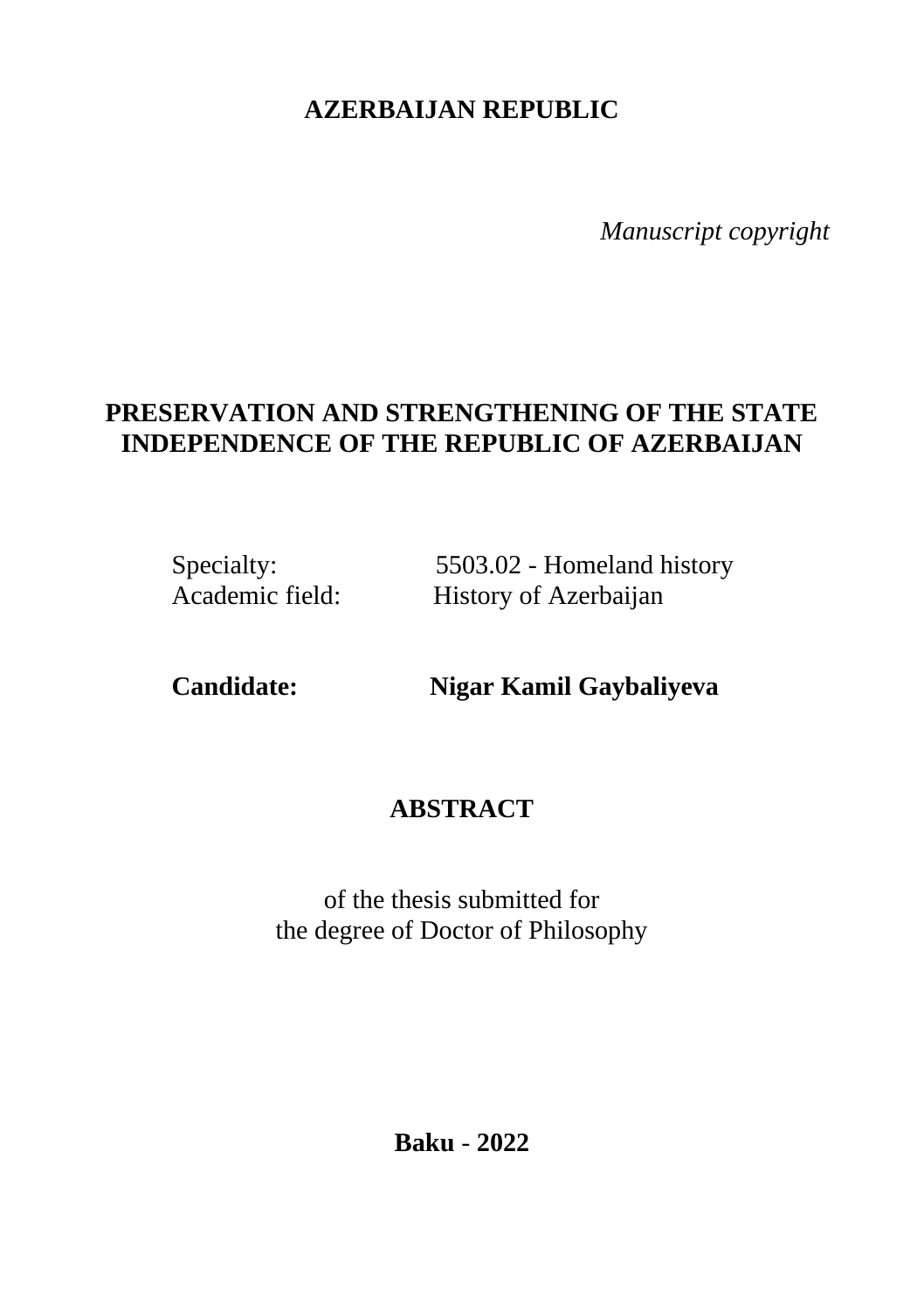**AZERBAIJAN REPUBLIC**

*Manuscript copyright*

# PRESERVATION AND STRENGTHENING OF THE STATE INDEPENDENCE OF THE REPUBLIC OF AZERBAIJAN

Specialty: 5503.02 - Homeland history
Academic field: History of Azerbaijan

**Candidate: Nigar Kamil Gaybaliyeva**

## ABSTRACT

of the thesis submitted for
the degree of Doctor of Philosophy

**Baku - 2022**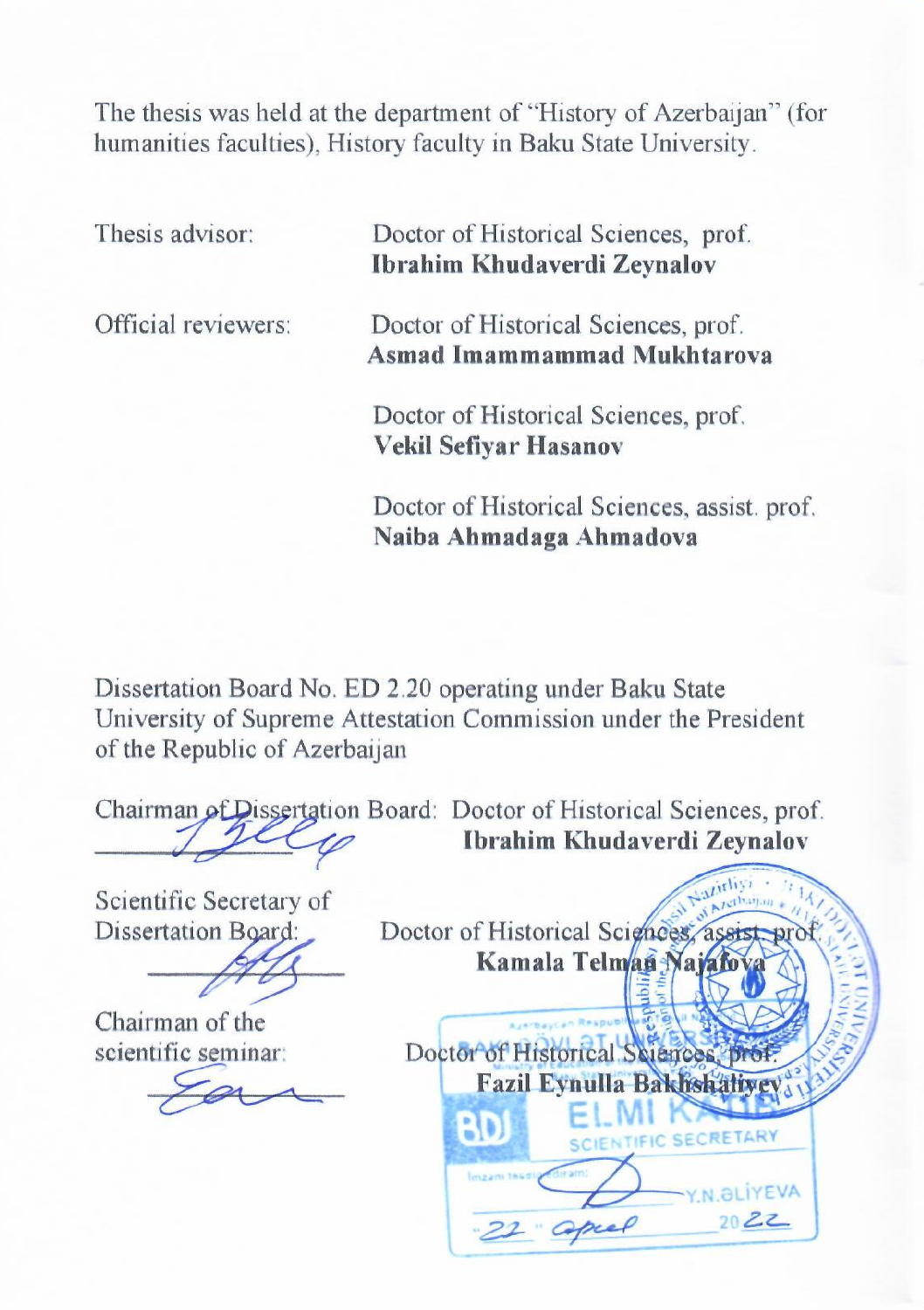The thesis was held at the department of "History of Azerbaijan" (for humanities faculties), History faculty in Baku State University.

Thesis advisor: Doctor of Historical Sciences, prof. **Ibrahim Khudaverdi Zeynalov**

Official reviewers: Doctor of Historical Sciences, prof. **Asmad Imammammad Mukhtarova**

Doctor of Historical Sciences, prof. **Vekil Sefiyar Hasanov**

Doctor of Historical Sciences, assist. prof. **Naiba Ahmadaga Ahmadova**

Dissertation Board No. ED 2.20 operating under Baku State University of Supreme Attestation Commission under the President of the Republic of Azerbaijan

Chairman of Dissertation Board: Doctor of Historical Sciences, prof. **Ibrahim Khudaverdi Zeynalov**

Scientific Secretary of Dissertation Board: Doctor of Historical Sciences, assist. prof. **Kamala Telman Najafova**

Chairman of the scientific seminar: Doctor of Historical Sciences, prof. **Fazil Eynulla Bakhshaliyev**

ELMİ KATİB
SCIENTIFIC SECRETARY
İmzanı təsdiq edirəm:
Y.N.ƏLİYEVA
"22" aprel 2022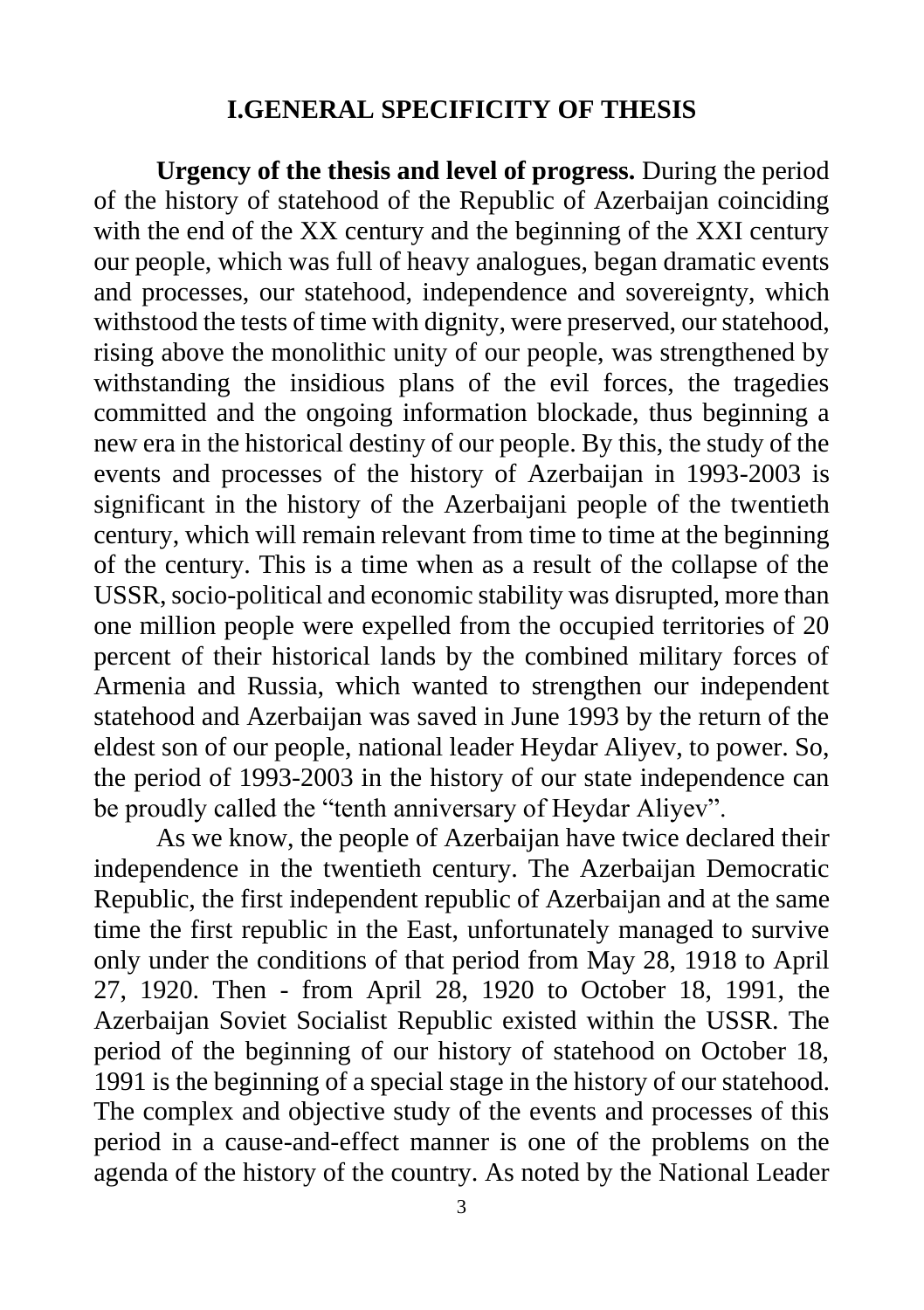## I.GENERAL SPECIFICITY OF THESIS

**Urgency of the thesis and level of progress.** During the period of the history of statehood of the Republic of Azerbaijan coinciding with the end of the XX century and the beginning of the XXI century our people, which was full of heavy analogues, began dramatic events and processes, our statehood, independence and sovereignty, which withstood the tests of time with dignity, were preserved, our statehood, rising above the monolithic unity of our people, was strengthened by withstanding the insidious plans of the evil forces, the tragedies committed and the ongoing information blockade, thus beginning a new era in the historical destiny of our people. By this, the study of the events and processes of the history of Azerbaijan in 1993-2003 is significant in the history of the Azerbaijani people of the twentieth century, which will remain relevant from time to time at the beginning of the century. This is a time when as a result of the collapse of the USSR, socio-political and economic stability was disrupted, more than one million people were expelled from the occupied territories of 20 percent of their historical lands by the combined military forces of Armenia and Russia, which wanted to strengthen our independent statehood and Azerbaijan was saved in June 1993 by the return of the eldest son of our people, national leader Heydar Aliyev, to power. So, the period of 1993-2003 in the history of our state independence can be proudly called the "tenth anniversary of Heydar Aliyev".

As we know, the people of Azerbaijan have twice declared their independence in the twentieth century. The Azerbaijan Democratic Republic, the first independent republic of Azerbaijan and at the same time the first republic in the East, unfortunately managed to survive only under the conditions of that period from May 28, 1918 to April 27, 1920. Then - from April 28, 1920 to October 18, 1991, the Azerbaijan Soviet Socialist Republic existed within the USSR. The period of the beginning of our history of statehood on October 18, 1991 is the beginning of a special stage in the history of our statehood. The complex and objective study of the events and processes of this period in a cause-and-effect manner is one of the problems on the agenda of the history of the country. As noted by the National Leader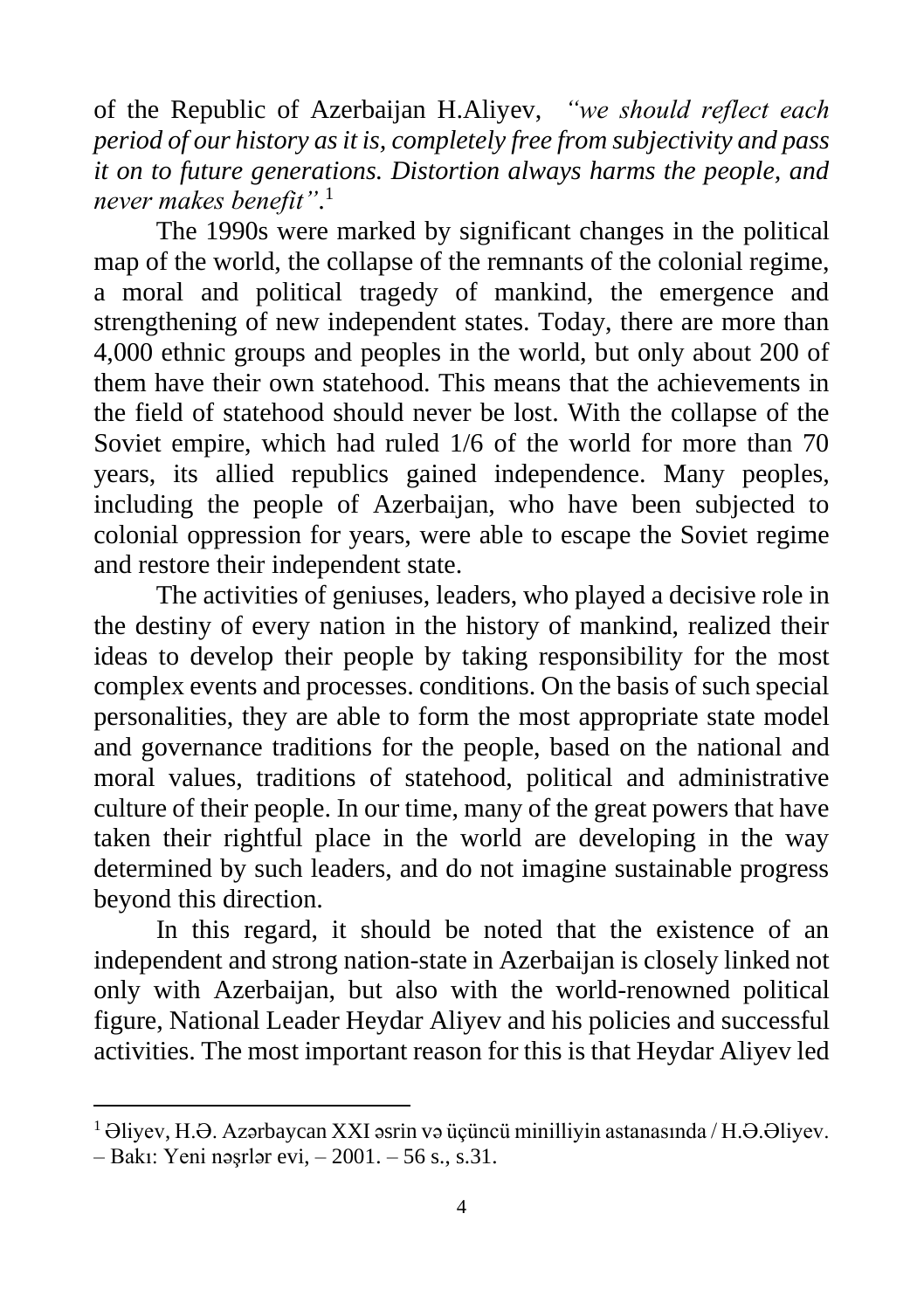of the Republic of Azerbaijan H.Aliyev, *"we should reflect each period of our history as it is, completely free from subjectivity and pass it on to future generations. Distortion always harms the people, and never makes benefit"*.[1]

The 1990s were marked by significant changes in the political map of the world, the collapse of the remnants of the colonial regime, a moral and political tragedy of mankind, the emergence and strengthening of new independent states. Today, there are more than 4,000 ethnic groups and peoples in the world, but only about 200 of them have their own statehood. This means that the achievements in the field of statehood should never be lost. With the collapse of the Soviet empire, which had ruled 1/6 of the world for more than 70 years, its allied republics gained independence. Many peoples, including the people of Azerbaijan, who have been subjected to colonial oppression for years, were able to escape the Soviet regime and restore their independent state.

The activities of geniuses, leaders, who played a decisive role in the destiny of every nation in the history of mankind, realized their ideas to develop their people by taking responsibility for the most complex events and processes. conditions. On the basis of such special personalities, they are able to form the most appropriate state model and governance traditions for the people, based on the national and moral values, traditions of statehood, political and administrative culture of their people. In our time, many of the great powers that have taken their rightful place in the world are developing in the way determined by such leaders, and do not imagine sustainable progress beyond this direction.

In this regard, it should be noted that the existence of an independent and strong nation-state in Azerbaijan is closely linked not only with Azerbaijan, but also with the world-renowned political figure, National Leader Heydar Aliyev and his policies and successful activities. The most important reason for this is that Heydar Aliyev led

---

[1] Əliyev, H.Ə. Azərbaycan XXI əsrin və üçüncü minilliyin astanasında / H.Ə.Əliyev. – Bakı: Yeni nəşrlər evi, – 2001. – 56 s., s.31.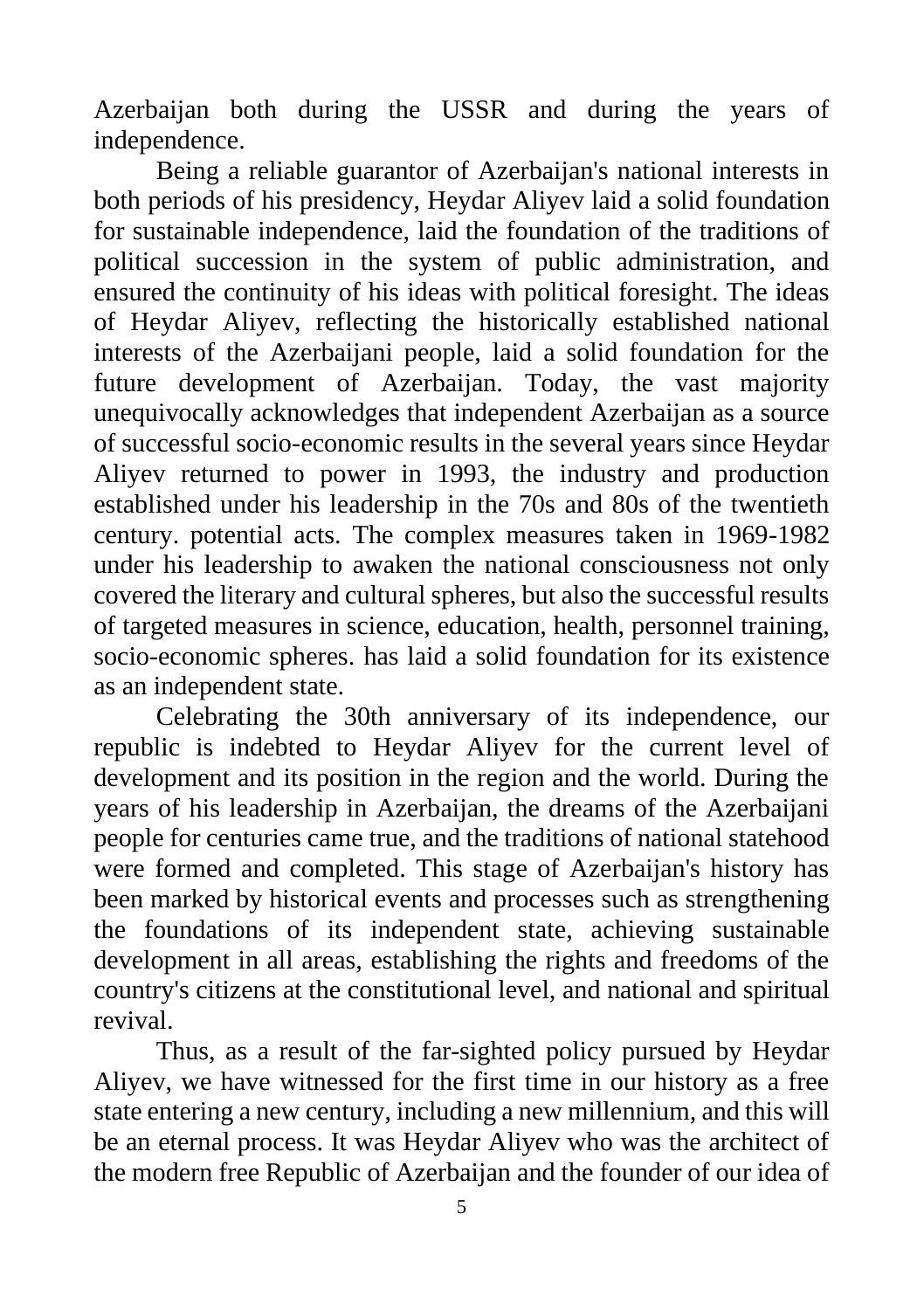Azerbaijan both during the USSR and during the years of independence.

Being a reliable guarantor of Azerbaijan's national interests in both periods of his presidency, Heydar Aliyev laid a solid foundation for sustainable independence, laid the foundation of the traditions of political succession in the system of public administration, and ensured the continuity of his ideas with political foresight. The ideas of Heydar Aliyev, reflecting the historically established national interests of the Azerbaijani people, laid a solid foundation for the future development of Azerbaijan. Today, the vast majority unequivocally acknowledges that independent Azerbaijan as a source of successful socio-economic results in the several years since Heydar Aliyev returned to power in 1993, the industry and production established under his leadership in the 70s and 80s of the twentieth century. potential acts. The complex measures taken in 1969-1982 under his leadership to awaken the national consciousness not only covered the literary and cultural spheres, but also the successful results of targeted measures in science, education, health, personnel training, socio-economic spheres. has laid a solid foundation for its existence as an independent state.

Celebrating the 30th anniversary of its independence, our republic is indebted to Heydar Aliyev for the current level of development and its position in the region and the world. During the years of his leadership in Azerbaijan, the dreams of the Azerbaijani people for centuries came true, and the traditions of national statehood were formed and completed. This stage of Azerbaijan's history has been marked by historical events and processes such as strengthening the foundations of its independent state, achieving sustainable development in all areas, establishing the rights and freedoms of the country's citizens at the constitutional level, and national and spiritual revival.

Thus, as a result of the far-sighted policy pursued by Heydar Aliyev, we have witnessed for the first time in our history as a free state entering a new century, including a new millennium, and this will be an eternal process. It was Heydar Aliyev who was the architect of the modern free Republic of Azerbaijan and the founder of our idea of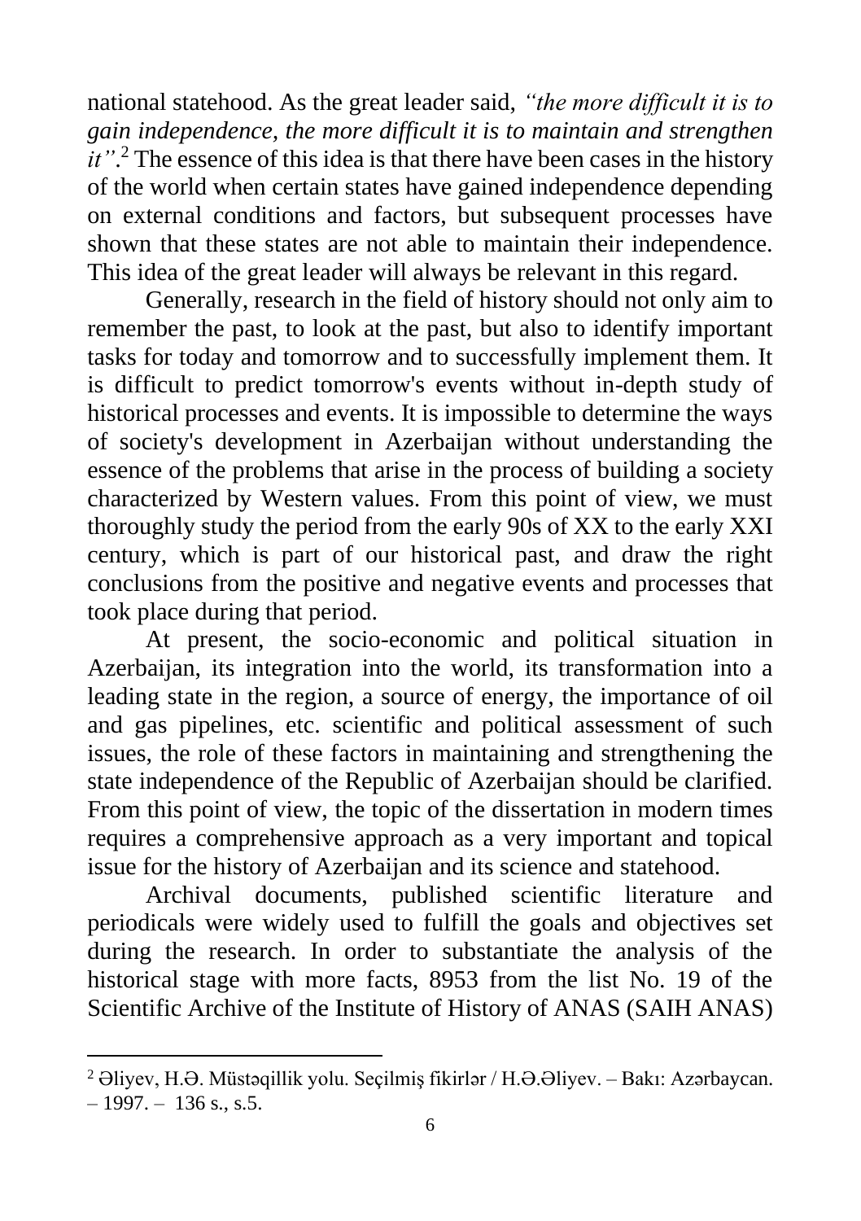national statehood. As the great leader said, *"the more difficult it is to gain independence, the more difficult it is to maintain and strengthen it"*.[2] The essence of this idea is that there have been cases in the history of the world when certain states have gained independence depending on external conditions and factors, but subsequent processes have shown that these states are not able to maintain their independence. This idea of the great leader will always be relevant in this regard.

Generally, research in the field of history should not only aim to remember the past, to look at the past, but also to identify important tasks for today and tomorrow and to successfully implement them. It is difficult to predict tomorrow's events without in-depth study of historical processes and events. It is impossible to determine the ways of society's development in Azerbaijan without understanding the essence of the problems that arise in the process of building a society characterized by Western values. From this point of view, we must thoroughly study the period from the early 90s of XX to the early XXI century, which is part of our historical past, and draw the right conclusions from the positive and negative events and processes that took place during that period.

At present, the socio-economic and political situation in Azerbaijan, its integration into the world, its transformation into a leading state in the region, a source of energy, the importance of oil and gas pipelines, etc. scientific and political assessment of such issues, the role of these factors in maintaining and strengthening the state independence of the Republic of Azerbaijan should be clarified. From this point of view, the topic of the dissertation in modern times requires a comprehensive approach as a very important and topical issue for the history of Azerbaijan and its science and statehood.

Archival documents, published scientific literature and periodicals were widely used to fulfill the goals and objectives set during the research. In order to substantiate the analysis of the historical stage with more facts, 8953 from the list No. 19 of the Scientific Archive of the Institute of History of ANAS (SAIH ANAS)

---

[2] Əliyev, H.Ə. Müstəqillik yolu. Seçilmiş fikirlər / H.Ə.Əliyev. – Bakı: Azərbaycan. – 1997. – 136 s., s.5.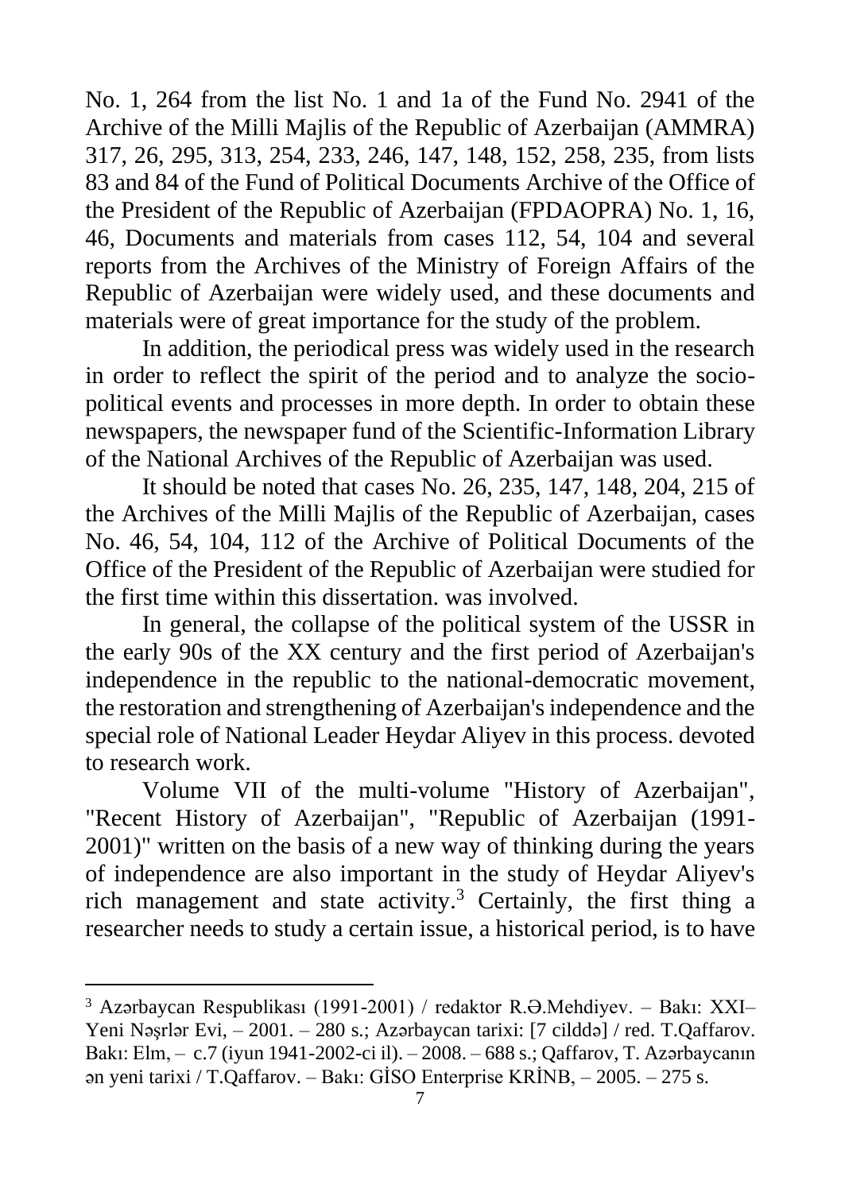No. 1, 264 from the list No. 1 and 1a of the Fund No. 2941 of the Archive of the Milli Majlis of the Republic of Azerbaijan (AMMRA) 317, 26, 295, 313, 254, 233, 246, 147, 148, 152, 258, 235, from lists 83 and 84 of the Fund of Political Documents Archive of the Office of the President of the Republic of Azerbaijan (FPDAOPRA) No. 1, 16, 46, Documents and materials from cases 112, 54, 104 and several reports from the Archives of the Ministry of Foreign Affairs of the Republic of Azerbaijan were widely used, and these documents and materials were of great importance for the study of the problem.

In addition, the periodical press was widely used in the research in order to reflect the spirit of the period and to analyze the socio-political events and processes in more depth. In order to obtain these newspapers, the newspaper fund of the Scientific-Information Library of the National Archives of the Republic of Azerbaijan was used.

It should be noted that cases No. 26, 235, 147, 148, 204, 215 of the Archives of the Milli Majlis of the Republic of Azerbaijan, cases No. 46, 54, 104, 112 of the Archive of Political Documents of the Office of the President of the Republic of Azerbaijan were studied for the first time within this dissertation. was involved.

In general, the collapse of the political system of the USSR in the early 90s of the XX century and the first period of Azerbaijan's independence in the republic to the national-democratic movement, the restoration and strengthening of Azerbaijan's independence and the special role of National Leader Heydar Aliyev in this process. devoted to research work.

Volume VII of the multi-volume "History of Azerbaijan", "Recent History of Azerbaijan", "Republic of Azerbaijan (1991-2001)" written on the basis of a new way of thinking during the years of independence are also important in the study of Heydar Aliyev's rich management and state activity.[3] Certainly, the first thing a researcher needs to study a certain issue, a historical period, is to have

---

[3] Azərbaycan Respublikası (1991-2001) / redaktor R.Ə.Mehdiyev. – Bakı: XXI– Yeni Nəşrlər Evi, – 2001. – 280 s.; Azərbaycan tarixi: [7 clddə] / red. T.Qaffarov. Bakı: Elm, – c.7 (iyun 1941-2002-ci il). – 2008. – 688 s.; Qaffarov, T. Azərbaycanın ən yeni tarixi / T.Qaffarov. – Bakı: GİSO Enterprise KRİNB, – 2005. – 275 s.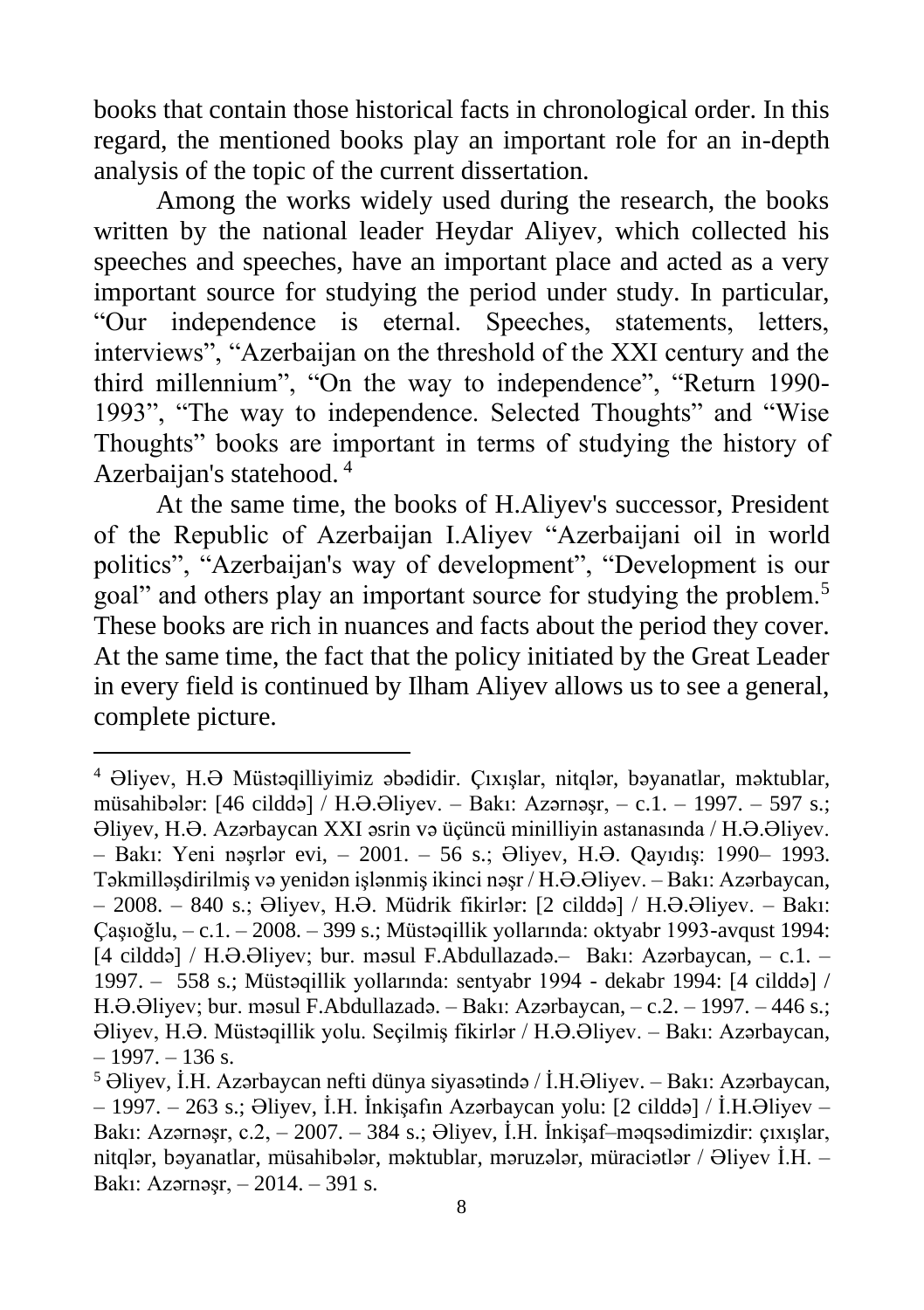books that contain those historical facts in chronological order. In this regard, the mentioned books play an important role for an in-depth analysis of the topic of the current dissertation.

Among the works widely used during the research, the books written by the national leader Heydar Aliyev, which collected his speeches and speeches, have an important place and acted as a very important source for studying the period under study. In particular, "Our independence is eternal. Speeches, statements, letters, interviews", "Azerbaijan on the threshold of the XXI century and the third millennium", "On the way to independence", "Return 1990-1993", "The way to independence. Selected Thoughts" and "Wise Thoughts" books are important in terms of studying the history of Azerbaijan's statehood.[4]

At the same time, the books of H.Aliyev's successor, President of the Republic of Azerbaijan I.Aliyev "Azerbaijani oil in world politics", "Azerbaijan's way of development", "Development is our goal" and others play an important source for studying the problem.[5] These books are rich in nuances and facts about the period they cover. At the same time, the fact that the policy initiated by the Great Leader in every field is continued by Ilham Aliyev allows us to see a general, complete picture.

---

[4] Əliyev, H.Ə Müstəqilliyimiz əbədidir. Çıxışlar, nitqlər, bəyanatlar, məktublar, müsahibələr: [46 cilddə] / H.Ə.Əliyev. – Bakı: Azərnəşr, – c.1. – 1997. – 597 s.; Əliyev, H.Ə. Azərbaycan XXI əsrin və üçüncü minilliyin astanasında / H.Ə.Əliyev. – Bakı: Yeni nəşrlər evi, – 2001. – 56 s.; Əliyev, H.Ə. Qayıdış: 1990– 1993. Təkmilləşdirilmiş və yenidən işlənmiş ikinci nəşr / H.Ə.Əliyev. – Bakı: Azərbaycan, – 2008. – 840 s.; Əliyev, H.Ə. Müdrik fikirlər: [2 cilddə] / H.Ə.Əliyev. – Bakı: Çaşıoğlu, – c.1. – 2008. – 399 s.; Müstəqillik yollarında: oktyabr 1993-avqust 1994: [4 cilddə] / H.Ə.Əliyev; bur. məsul F.Abdullazadə.– Bakı: Azərbaycan, – c.1. – 1997. – 558 s.; Müstəqillik yollarında: sentyabr 1994 - dekabr 1994: [4 cilddə] / H.Ə.Əliyev; bur. məsul F.Abdullazadə. – Bakı: Azərbaycan, – c.2. – 1997. – 446 s.; Əliyev, H.Ə. Müstəqillik yolu. Seçilmiş fikirlər / H.Ə.Əliyev. – Bakı: Azərbaycan, – 1997. – 136 s.

[5] Əliyev, İ.H. Azərbaycan nefti dünya siyasətində / İ.H.Əliyev. – Bakı: Azərbaycan, – 1997. – 263 s.; Əliyev, İ.H. İnkişafın Azərbaycan yolu: [2 cilddə] / İ.H.Əliyev – Bakı: Azərnəşr, c.2, – 2007. – 384 s.; Əliyev, İ.H. İnkişaf–məqsədimizdir: çıxışlar, nitqlər, bəyanatlar, müsahibələr, məktublar, məruzələr, müraciətlər / Əliyev İ.H. – Bakı: Azərnəşr, – 2014. – 391 s.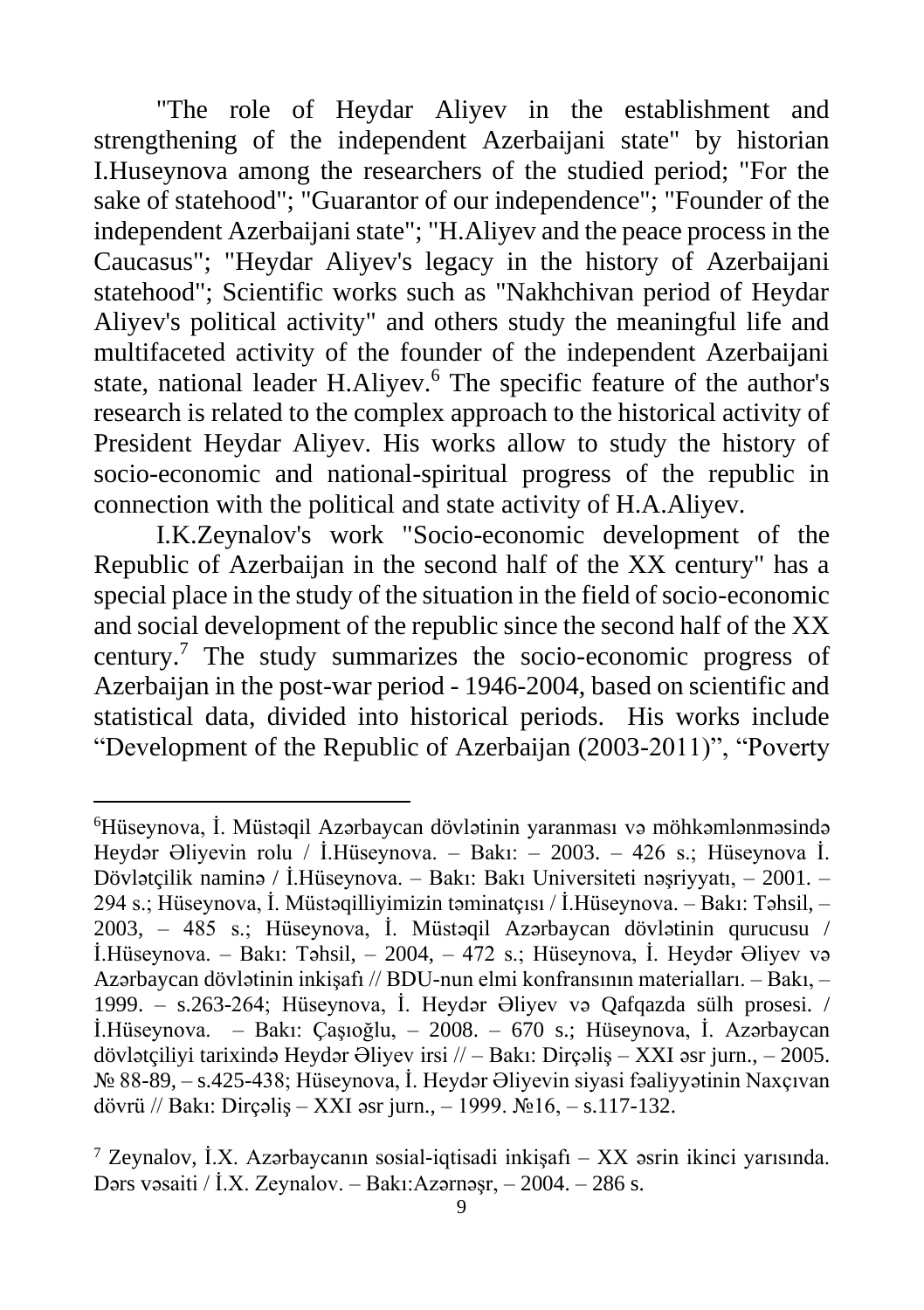"The role of Heydar Aliyev in the establishment and strengthening of the independent Azerbaijani state" by historian I.Huseynova among the researchers of the studied period; "For the sake of statehood"; "Guarantor of our independence"; "Founder of the independent Azerbaijani state"; "H.Aliyev and the peace process in the Caucasus"; "Heydar Aliyev's legacy in the history of Azerbaijani statehood"; Scientific works such as "Nakhchivan period of Heydar Aliyev's political activity" and others study the meaningful life and multifaceted activity of the founder of the independent Azerbaijani state, national leader H.Aliyev.[6] The specific feature of the author's research is related to the complex approach to the historical activity of President Heydar Aliyev. His works allow to study the history of socio-economic and national-spiritual progress of the republic in connection with the political and state activity of H.A.Aliyev.

I.K.Zeynalov's work "Socio-economic development of the Republic of Azerbaijan in the second half of the XX century" has a special place in the study of the situation in the field of socio-economic and social development of the republic since the second half of the XX century.[7] The study summarizes the socio-economic progress of Azerbaijan in the post-war period - 1946-2004, based on scientific and statistical data, divided into historical periods. His works include "Development of the Republic of Azerbaijan (2003-2011)", "Poverty

---

[6]Hüseynova, İ. Müstəqil Azərbaycan dövlətinin yaranması və möhkəmlənməsində Heydər Əliyevin rolu / İ.Hüseynova. – Bakı: – 2003. – 426 s.; Hüseynova İ. Dövlətçilik naminə / İ.Hüseynova. – Bakı: Bakı Universiteti nəşriyyatı, – 2001. – 294 s.; Hüseynova, İ. Müstəqilliyimizin təminatçısı / İ.Hüseynova. – Bakı: Təhsil, – 2003, – 485 s.; Hüseynova, İ. Müstəqil Azərbaycan dövlətinin qurucusu / İ.Hüseynova. – Bakı: Təhsil, – 2004, – 472 s.; Hüseynova, İ. Heydər Əliyev və Azərbaycan dövlətinin inkişafı // BDU-nun elmi konfransının materialları. – Bakı, – 1999. – s.263-264; Hüseynova, İ. Heydər Əliyev və Qafqazda sülh prosesi. / İ.Hüseynova. – Bakı: Çaşıoğlu, – 2008. – 670 s.; Hüseynova, İ. Azərbaycan dövlətçiliyi tarixində Heydər Əliyev irsi // – Bakı: Dirçəliş – XXI əsr jurn., – 2005. № 88-89, – s.425-438; Hüseynova, İ. Heydər Əliyevin siyasi fəaliyyətinin Naxçıvan dövrü // Bakı: Dirçəliş – XXI əsr jurn., – 1999. №16, – s.117-132.

[7] Zeynalov, İ.X. Azərbaycanın sosial-iqtisadi inkişafı – XX əsrin ikinci yarısında. Dərs vəsaiti / İ.X. Zeynalov. – Bakı:Azərnəşr, – 2004. – 286 s.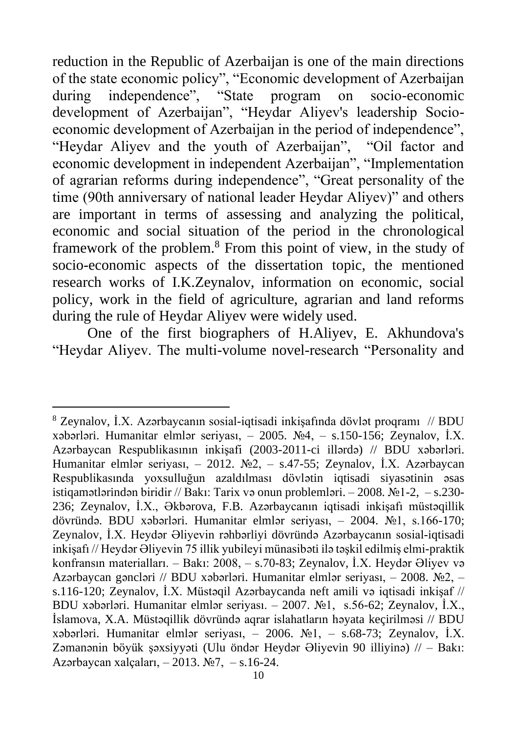reduction in the Republic of Azerbaijan is one of the main directions of the state economic policy", "Economic development of Azerbaijan during independence", "State program on socio-economic development of Azerbaijan", "Heydar Aliyev's leadership Socio-economic development of Azerbaijan in the period of independence", "Heydar Aliyev and the youth of Azerbaijan", "Oil factor and economic development in independent Azerbaijan", "Implementation of agrarian reforms during independence", "Great personality of the time (90th anniversary of national leader Heydar Aliyev)" and others are important in terms of assessing and analyzing the political, economic and social situation of the period in the chronological framework of the problem.[8] From this point of view, in the study of socio-economic aspects of the dissertation topic, the mentioned research works of I.K.Zeynalov, information on economic, social policy, work in the field of agriculture, agrarian and land reforms during the rule of Heydar Aliyev were widely used.

One of the first biographers of H.Aliyev, E. Akhundova's "Heydar Aliyev. The multi-volume novel-research "Personality and

---

[8] Zeynalov, İ.X. Azərbaycanın sosial-iqtisadi inkişafında dövlət proqramı // BDU xəbərləri. Humanitar elmlər seriyası, – 2005. №4, – s.150-156; Zeynalov, İ.X. Azərbaycan Respublikasının inkişafi (2003-2011-ci illərdə) // BDU xəbərləri. Humanitar elmlər seriyası, – 2012. №2, – s.47-55; Zeynalov, İ.X. Azərbaycan Respublikasında yoxsulluğun azaldılması dövlətin iqtisadi siyasətinin əsas istiqamətlərindən biridir // Bakı: Tarix və onun problemləri. – 2008. №1-2, – s.230-236; Zeynalov, İ.X., Əkbərova, F.B. Azərbaycanın iqtisadi inkişafı müstəqillik dövründə. BDU xəbərləri. Humanitar elmlər seriyası, – 2004. №1, s.166-170; Zeynalov, İ.X. Heydər Əliyevin rəhbərliyi dövründə Azərbaycanın sosial-iqtisadi inkişafı // Heydər Əliyevin 75 illik yubileyi münasibəti ilə təşkil edilmiş elmi-praktik konfransın materialları. – Bakı: 2008, – s.70-83; Zeynalov, İ.X. Heydər Əliyev və Azərbaycan gəncləri // BDU xəbərləri. Humanitar elmlər seriyası, – 2008. №2, – s.116-120; Zeynalov, İ.X. Müstəqil Azərbaycanda neft amili və iqtisadi inkişaf // BDU xəbərləri. Humanitar elmlər seriyası. – 2007. №1, s.56-62; Zeynalov, İ.X., İslamova, X.A. Müstəqillik dövründə aqrar islahatların həyata keçirilməsi // BDU xəbərləri. Humanitar elmlər seriyası, – 2006. №1, – s.68-73; Zeynalov, İ.X. Zəmanənin böyük şəxsiyyəti (Ulu öndər Heydər Əliyevin 90 illiyinə) // – Bakı: Azərbaycan xalçaları, – 2013. №7, – s.16-24.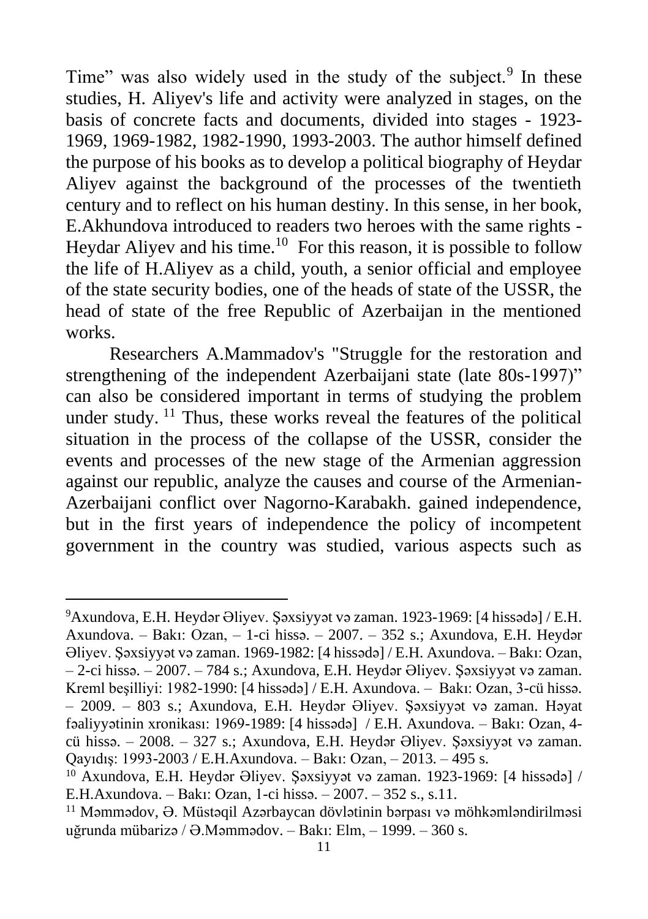Time" was also widely used in the study of the subject.[9] In these studies, H. Aliyev's life and activity were analyzed in stages, on the basis of concrete facts and documents, divided into stages - 1923-1969, 1969-1982, 1982-1990, 1993-2003. The author himself defined the purpose of his books as to develop a political biography of Heydar Aliyev against the background of the processes of the twentieth century and to reflect on his human destiny. In this sense, in her book, E.Akhundova introduced to readers two heroes with the same rights - Heydar Aliyev and his time.[10] For this reason, it is possible to follow the life of H.Aliyev as a child, youth, a senior official and employee of the state security bodies, one of the heads of state of the USSR, the head of state of the free Republic of Azerbaijan in the mentioned works.

Researchers A.Mammadov's "Struggle for the restoration and strengthening of the independent Azerbaijani state (late 80s-1997)" can also be considered important in terms of studying the problem under study. [11] Thus, these works reveal the features of the political situation in the process of the collapse of the USSR, consider the events and processes of the new stage of the Armenian aggression against our republic, analyze the causes and course of the Armenian-Azerbaijani conflict over Nagorno-Karabakh. gained independence, but in the first years of independence the policy of incompetent government in the country was studied, various aspects such as

---

[9]Axundova, E.H. Heydər Əliyev. Şəxsiyyət və zaman. 1923-1969: [4 hissədə] / E.H. Axundova. – Bakı: Ozan, – 1-ci hissə. – 2007. – 352 s.; Axundova, E.H. Heydər Əliyev. Şəxsiyyət və zaman. 1969-1982: [4 hissədə] / E.H. Axundova. – Bakı: Ozan, – 2-ci hissə. – 2007. – 784 s.; Axundova, E.H. Heydər Əliyev. Şəxsiyyət və zaman. Kreml beşilliyi: 1982-1990: [4 hissədə] / E.H. Axundova. – Bakı: Ozan, 3-cü hissə. – 2009. – 803 s.; Axundova, E.H. Heydər Əliyev. Şəxsiyyət və zaman. Həyat fəaliyyətinin xronikası: 1969-1989: [4 hissədə] / E.H. Axundova. – Bakı: Ozan, 4-cü hissə. – 2008. – 327 s.; Axundova, E.H. Heydər Əliyev. Şəxsiyyət və zaman. Qayıdış: 1993-2003 / E.H.Axundova. – Bakı: Ozan, – 2013. – 495 s.

[10] Axundova, E.H. Heydər Əliyev. Şəxsiyyət və zaman. 1923-1969: [4 hissədə] / E.H.Axundova. – Bakı: Ozan, 1-ci hissə. – 2007. – 352 s., s.11.

[11] Məmmədov, Ə. Müstəqil Azərbaycan dövlətinin bərpası və möhkəmləndirilməsi uğrunda mübarizə / Ə.Məmmədov. – Bakı: Elm, – 1999. – 360 s.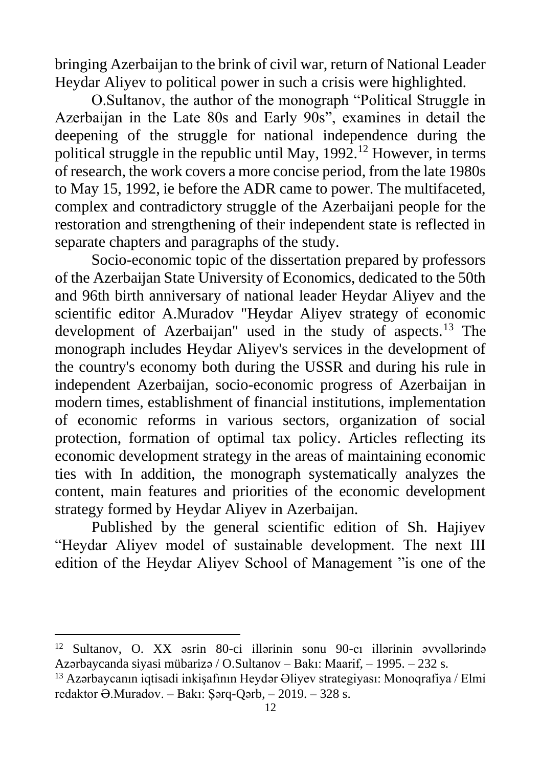bringing Azerbaijan to the brink of civil war, return of National Leader Heydar Aliyev to political power in such a crisis were highlighted.

O.Sultanov, the author of the monograph "Political Struggle in Azerbaijan in the Late 80s and Early 90s", examines in detail the deepening of the struggle for national independence during the political struggle in the republic until May, 1992.[12] However, in terms of research, the work covers a more concise period, from the late 1980s to May 15, 1992, ie before the ADR came to power. The multifaceted, complex and contradictory struggle of the Azerbaijani people for the restoration and strengthening of their independent state is reflected in separate chapters and paragraphs of the study.

Socio-economic topic of the dissertation prepared by professors of the Azerbaijan State University of Economics, dedicated to the 50th and 96th birth anniversary of national leader Heydar Aliyev and the scientific editor A.Muradov "Heydar Aliyev strategy of economic development of Azerbaijan" used in the study of aspects.[13] The monograph includes Heydar Aliyev's services in the development of the country's economy both during the USSR and during his rule in independent Azerbaijan, socio-economic progress of Azerbaijan in modern times, establishment of financial institutions, implementation of economic reforms in various sectors, organization of social protection, formation of optimal tax policy. Articles reflecting its economic development strategy in the areas of maintaining economic ties with In addition, the monograph systematically analyzes the content, main features and priorities of the economic development strategy formed by Heydar Aliyev in Azerbaijan.

Published by the general scientific edition of Sh. Hajiyev "Heydar Aliyev model of sustainable development. The next III edition of the Heydar Aliyev School of Management "is one of the

---

[12] Sultanov, O. XX əsrin 80-ci illərinin sonu 90-cı illərinin əvvəllərində Azərbaycanda siyasi mübarizə / O.Sultanov – Bakı: Maarif, – 1995. – 232 s.

[13] Azərbaycanın iqtisadi inkişafının Heydər Əliyev strategiyası: Monoqrafiya / Elmi redaktor Ə.Muradov. – Bakı: Şərq-Qərb, – 2019. – 328 s.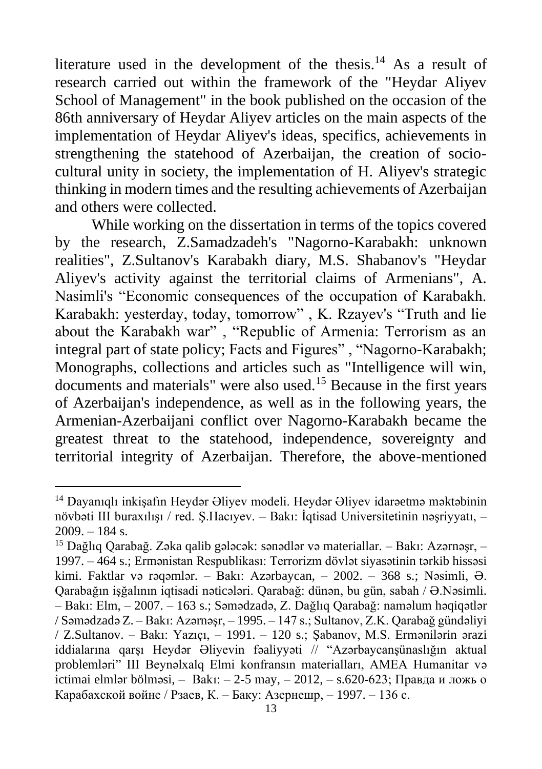literature used in the development of the thesis.[14] As a result of research carried out within the framework of the "Heydar Aliyev School of Management" in the book published on the occasion of the 86th anniversary of Heydar Aliyev articles on the main aspects of the implementation of Heydar Aliyev's ideas, specifics, achievements in strengthening the statehood of Azerbaijan, the creation of socio-cultural unity in society, the implementation of H. Aliyev's strategic thinking in modern times and the resulting achievements of Azerbaijan and others were collected.

While working on the dissertation in terms of the topics covered by the research, Z.Samadzadeh's "Nagorno-Karabakh: unknown realities", Z.Sultanov's Karabakh diary, M.S. Shabanov's "Heydar Aliyev's activity against the territorial claims of Armenians", A. Nasimli's "Economic consequences of the occupation of Karabakh. Karabakh: yesterday, today, tomorrow" , K. Rzayev's "Truth and lie about the Karabakh war" , "Republic of Armenia: Terrorism as an integral part of state policy; Facts and Figures" , "Nagorno-Karabakh; Monographs, collections and articles such as "Intelligence will win, documents and materials" were also used.[15] Because in the first years of Azerbaijan's independence, as well as in the following years, the Armenian-Azerbaijani conflict over Nagorno-Karabakh became the greatest threat to the statehood, independence, sovereignty and territorial integrity of Azerbaijan. Therefore, the above-mentioned

---

[14] Dayanıqlı inkişafın Heydər Əliyev modeli. Heydər Əliyev idarəetmə məktəbinin növbəti III buraxılışı / red. Ş.Hacıyev. – Bakı: İqtisad Universitetinin nəşriyyatı, – 2009. – 184 s.

[15] Dağlıq Qarabağ. Zəka qalib gələcək: sənədlər və materiallar. – Bakı: Azərnəşr, – 1997. – 464 s.; Ermənistan Respublikası: Terrorizm dövlət siyasətinin tərkib hissəsi kimi. Faktlar və rəqəmlər. – Bakı: Azərbaycan, – 2002. – 368 s.; Nəsimli, Ə. Qarabağın işğalının iqtisadi nəticələri. Qarabağ: dünən, bu gün, sabah / Ə.Nəsimli. – Bakı: Elm, – 2007. – 163 s.; Səmədzadə, Z. Dağlıq Qarabağ: naməlum həqiqətlər / Səmədzadə Z. – Bakı: Azərnəşr, – 1995. – 147 s.; Sultanov, Z.K. Qarabağ gündəliyi / Z.Sultanov. – Bakı: Yazıçı, – 1991. – 120 s.; Şabanov, M.S. Ermənilərin ərazi iddialarına qarşı Heydər Əliyevin fəaliyyəti // "Azərbaycanşünaslığın aktual problemləri" III Beynəlxalq Elmi konfransın materialları, AMEA Humanitar və ictimai elmlər bölməsi, – Bakı: – 2-5 may, – 2012, – s.620-623; Правда и ложь о Карабахской войне / Рзаев, К. – Баку: Азернешр, – 1997. – 136 с.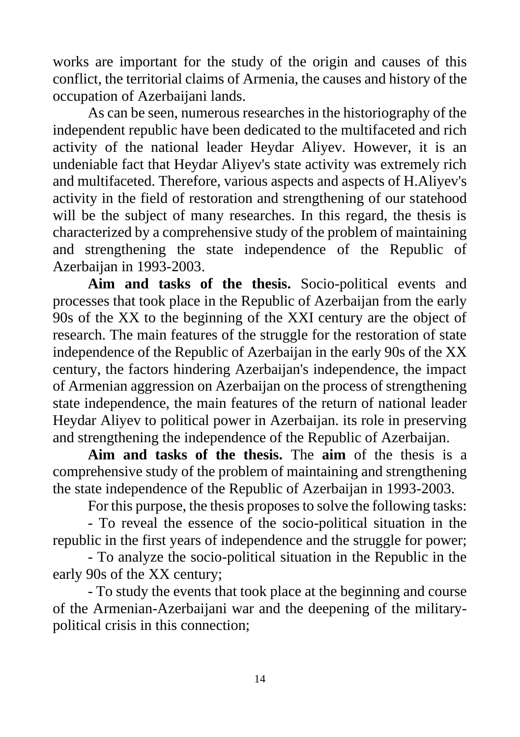works are important for the study of the origin and causes of this conflict, the territorial claims of Armenia, the causes and history of the occupation of Azerbaijani lands.

As can be seen, numerous researches in the historiography of the independent republic have been dedicated to the multifaceted and rich activity of the national leader Heydar Aliyev. However, it is an undeniable fact that Heydar Aliyev's state activity was extremely rich and multifaceted. Therefore, various aspects and aspects of H.Aliyev's activity in the field of restoration and strengthening of our statehood will be the subject of many researches. In this regard, the thesis is characterized by a comprehensive study of the problem of maintaining and strengthening the state independence of the Republic of Azerbaijan in 1993-2003.

**Aim and tasks of the thesis.** Socio-political events and processes that took place in the Republic of Azerbaijan from the early 90s of the XX to the beginning of the XXI century are the object of research. The main features of the struggle for the restoration of state independence of the Republic of Azerbaijan in the early 90s of the XX century, the factors hindering Azerbaijan's independence, the impact of Armenian aggression on Azerbaijan on the process of strengthening state independence, the main features of the return of national leader Heydar Aliyev to political power in Azerbaijan. its role in preserving and strengthening the independence of the Republic of Azerbaijan.

**Aim and tasks of the thesis.** The **aim** of the thesis is a comprehensive study of the problem of maintaining and strengthening the state independence of the Republic of Azerbaijan in 1993-2003.

For this purpose, the thesis proposes to solve the following tasks:

- To reveal the essence of the socio-political situation in the republic in the first years of independence and the struggle for power;
- To analyze the socio-political situation in the Republic in the early 90s of the XX century;
- To study the events that took place at the beginning and course of the Armenian-Azerbaijani war and the deepening of the military-political crisis in this connection;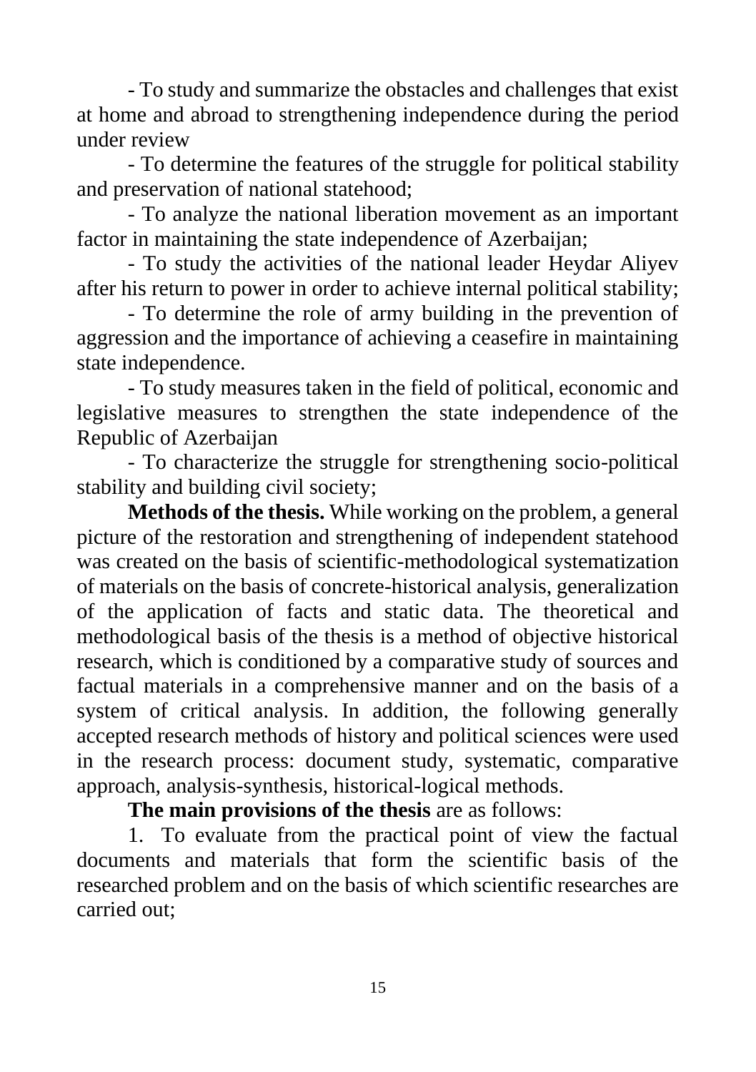- To study and summarize the obstacles and challenges that exist at home and abroad to strengthening independence during the period under review

- To determine the features of the struggle for political stability and preservation of national statehood;

- To analyze the national liberation movement as an important factor in maintaining the state independence of Azerbaijan;

- To study the activities of the national leader Heydar Aliyev after his return to power in order to achieve internal political stability;

- To determine the role of army building in the prevention of aggression and the importance of achieving a ceasefire in maintaining state independence.

- To study measures taken in the field of political, economic and legislative measures to strengthen the state independence of the Republic of Azerbaijan

- To characterize the struggle for strengthening socio-political stability and building civil society;

**Methods of the thesis.** While working on the problem, a general picture of the restoration and strengthening of independent statehood was created on the basis of scientific-methodological systematization of materials on the basis of concrete-historical analysis, generalization of the application of facts and static data. The theoretical and methodological basis of the thesis is a method of objective historical research, which is conditioned by a comparative study of sources and factual materials in a comprehensive manner and on the basis of a system of critical analysis. In addition, the following generally accepted research methods of history and political sciences were used in the research process: document study, systematic, comparative approach, analysis-synthesis, historical-logical methods.

**The main provisions of the thesis** are as follows:

1. To evaluate from the practical point of view the factual documents and materials that form the scientific basis of the researched problem and on the basis of which scientific researches are carried out;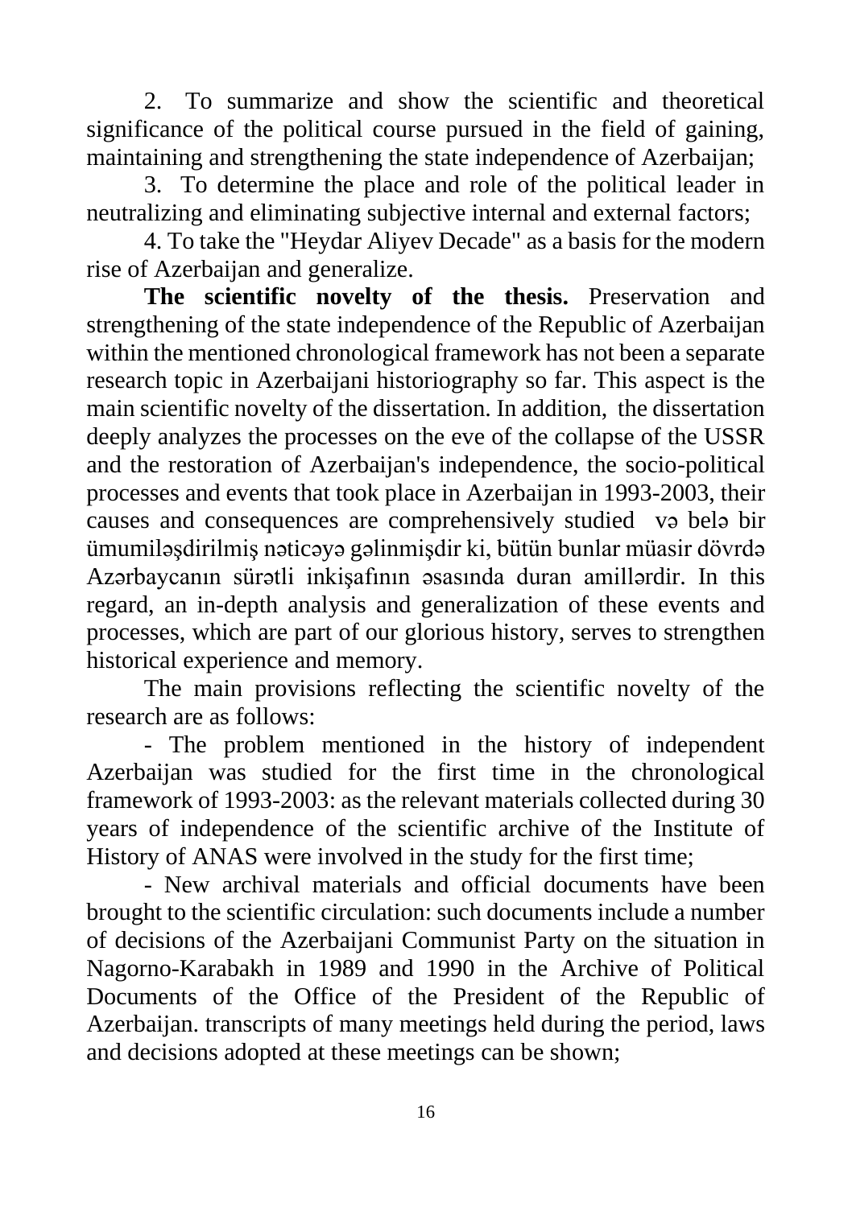2. To summarize and show the scientific and theoretical significance of the political course pursued in the field of gaining, maintaining and strengthening the state independence of Azerbaijan;

3. To determine the place and role of the political leader in neutralizing and eliminating subjective internal and external factors;

4. To take the "Heydar Aliyev Decade" as a basis for the modern rise of Azerbaijan and generalize.

**The scientific novelty of the thesis.** Preservation and strengthening of the state independence of the Republic of Azerbaijan within the mentioned chronological framework has not been a separate research topic in Azerbaijani historiography so far. This aspect is the main scientific novelty of the dissertation. In addition, the dissertation deeply analyzes the processes on the eve of the collapse of the USSR and the restoration of Azerbaijan's independence, the socio-political processes and events that took place in Azerbaijan in 1993-2003, their causes and consequences are comprehensively studied və belə bir ümumiləşdirilmiş nəticəyə gəlinmişdir ki, bütün bunlar müasir dövrdə Azərbaycanın sürətli inkişafının əsasında duran amillərdir. In this regard, an in-depth analysis and generalization of these events and processes, which are part of our glorious history, serves to strengthen historical experience and memory.

The main provisions reflecting the scientific novelty of the research are as follows:

- The problem mentioned in the history of independent Azerbaijan was studied for the first time in the chronological framework of 1993-2003: as the relevant materials collected during 30 years of independence of the scientific archive of the Institute of History of ANAS were involved in the study for the first time;

- New archival materials and official documents have been brought to the scientific circulation: such documents include a number of decisions of the Azerbaijani Communist Party on the situation in Nagorno-Karabakh in 1989 and 1990 in the Archive of Political Documents of the Office of the President of the Republic of Azerbaijan. transcripts of many meetings held during the period, laws and decisions adopted at these meetings can be shown;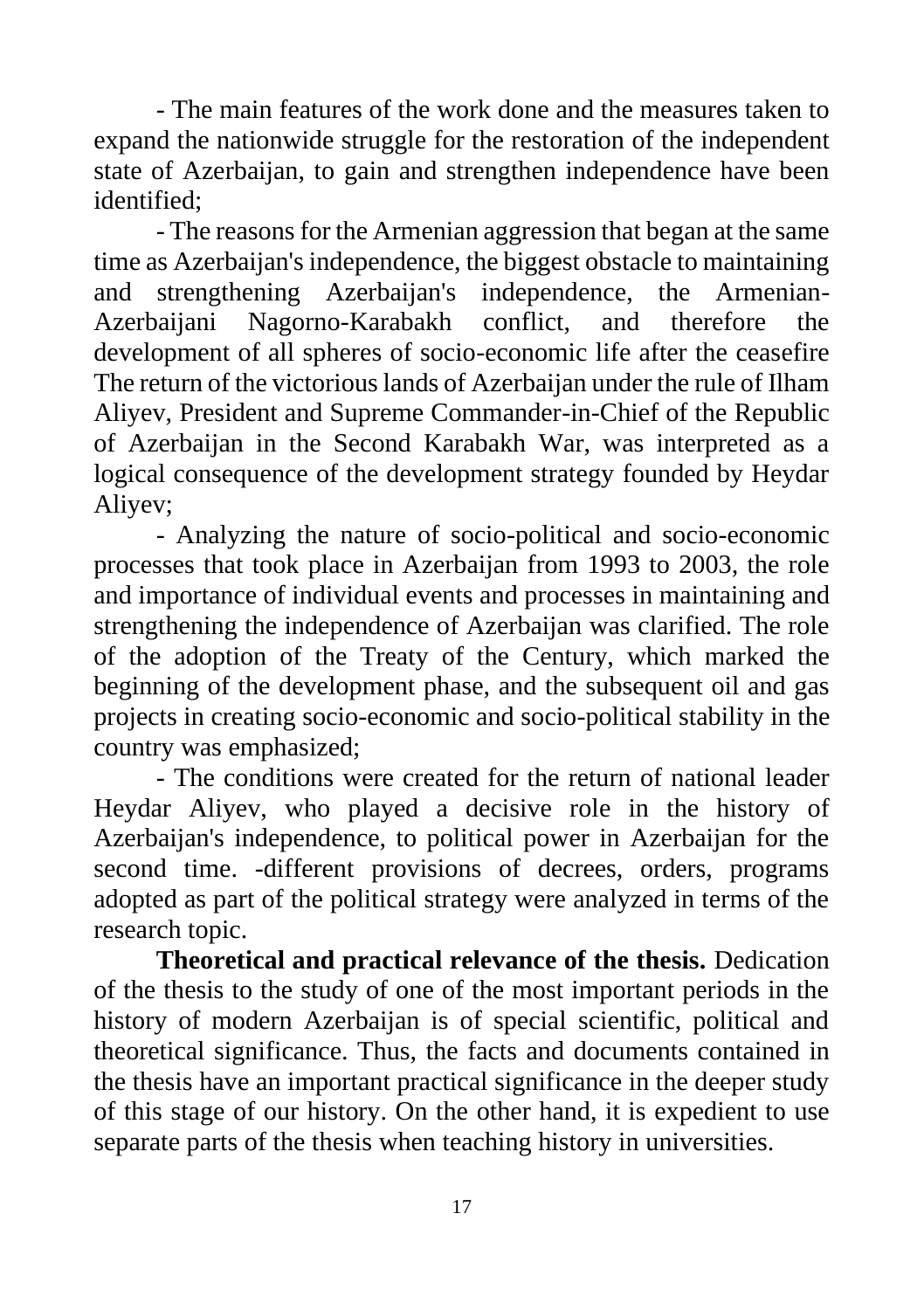- The main features of the work done and the measures taken to expand the nationwide struggle for the restoration of the independent state of Azerbaijan, to gain and strengthen independence have been identified;

- The reasons for the Armenian aggression that began at the same time as Azerbaijan's independence, the biggest obstacle to maintaining and strengthening Azerbaijan's independence, the Armenian-Azerbaijani Nagorno-Karabakh conflict, and therefore the development of all spheres of socio-economic life after the ceasefire The return of the victorious lands of Azerbaijan under the rule of Ilham Aliyev, President and Supreme Commander-in-Chief of the Republic of Azerbaijan in the Second Karabakh War, was interpreted as a logical consequence of the development strategy founded by Heydar Aliyev;

- Analyzing the nature of socio-political and socio-economic processes that took place in Azerbaijan from 1993 to 2003, the role and importance of individual events and processes in maintaining and strengthening the independence of Azerbaijan was clarified. The role of the adoption of the Treaty of the Century, which marked the beginning of the development phase, and the subsequent oil and gas projects in creating socio-economic and socio-political stability in the country was emphasized;

- The conditions were created for the return of national leader Heydar Aliyev, who played a decisive role in the history of Azerbaijan's independence, to political power in Azerbaijan for the second time. -different provisions of decrees, orders, programs adopted as part of the political strategy were analyzed in terms of the research topic.

**Theoretical and practical relevance of the thesis.** Dedication of the thesis to the study of one of the most important periods in the history of modern Azerbaijan is of special scientific, political and theoretical significance. Thus, the facts and documents contained in the thesis have an important practical significance in the deeper study of this stage of our history. On the other hand, it is expedient to use separate parts of the thesis when teaching history in universities.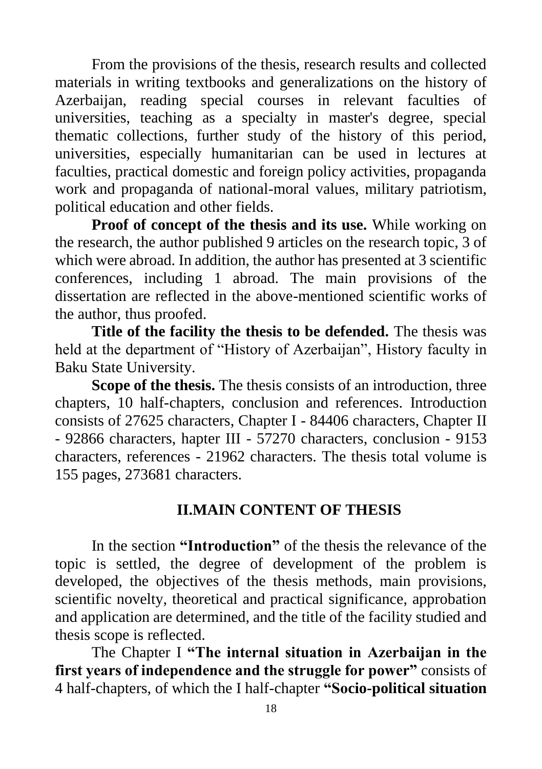From the provisions of the thesis, research results and collected materials in writing textbooks and generalizations on the history of Azerbaijan, reading special courses in relevant faculties of universities, teaching as a specialty in master's degree, special thematic collections, further study of the history of this period, universities, especially humanitarian can be used in lectures at faculties, practical domestic and foreign policy activities, propaganda work and propaganda of national-moral values, military patriotism, political education and other fields.

**Proof of concept of the thesis and its use.** While working on the research, the author published 9 articles on the research topic, 3 of which were abroad. In addition, the author has presented at 3 scientific conferences, including 1 abroad. The main provisions of the dissertation are reflected in the above-mentioned scientific works of the author, thus proofed.

**Title of the facility the thesis to be defended.** The thesis was held at the department of "History of Azerbaijan", History faculty in Baku State University.

**Scope of the thesis.** The thesis consists of an introduction, three chapters, 10 half-chapters, conclusion and references. Introduction consists of 27625 characters, Chapter I - 84406 characters, Chapter II - 92866 characters, hapter III - 57270 characters, conclusion - 9153 characters, references - 21962 characters. The thesis total volume is 155 pages, 273681 characters.

## II.MAIN CONTENT OF THESIS

In the section **"Introduction"** of the thesis the relevance of the topic is settled, the degree of development of the problem is developed, the objectives of the thesis methods, main provisions, scientific novelty, theoretical and practical significance, approbation and application are determined, and the title of the facility studied and thesis scope is reflected.

The Chapter I **"The internal situation in Azerbaijan in the first years of independence and the struggle for power"** consists of 4 half-chapters, of which the I half-chapter **"Socio-political situation**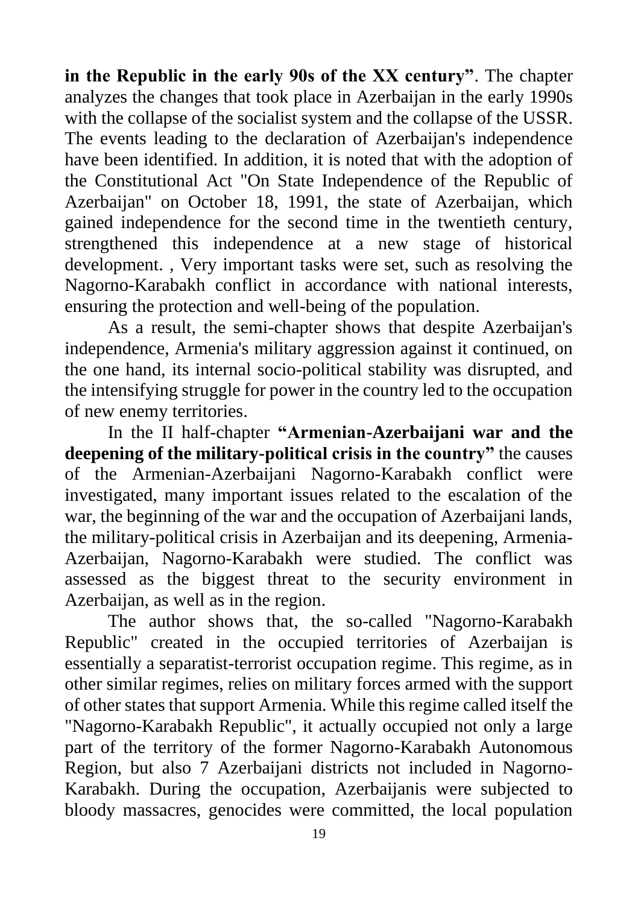**in the Republic in the early 90s of the XX century"**. The chapter analyzes the changes that took place in Azerbaijan in the early 1990s with the collapse of the socialist system and the collapse of the USSR. The events leading to the declaration of Azerbaijan's independence have been identified. In addition, it is noted that with the adoption of the Constitutional Act "On State Independence of the Republic of Azerbaijan" on October 18, 1991, the state of Azerbaijan, which gained independence for the second time in the twentieth century, strengthened this independence at a new stage of historical development. , Very important tasks were set, such as resolving the Nagorno-Karabakh conflict in accordance with national interests, ensuring the protection and well-being of the population.

As a result, the semi-chapter shows that despite Azerbaijan's independence, Armenia's military aggression against it continued, on the one hand, its internal socio-political stability was disrupted, and the intensifying struggle for power in the country led to the occupation of new enemy territories.

In the II half-chapter **"Armenian-Azerbaijani war and the deepening of the military-political crisis in the country"** the causes of the Armenian-Azerbaijani Nagorno-Karabakh conflict were investigated, many important issues related to the escalation of the war, the beginning of the war and the occupation of Azerbaijani lands, the military-political crisis in Azerbaijan and its deepening, Armenia-Azerbaijan, Nagorno-Karabakh were studied. The conflict was assessed as the biggest threat to the security environment in Azerbaijan, as well as in the region.

The author shows that, the so-called "Nagorno-Karabakh Republic" created in the occupied territories of Azerbaijan is essentially a separatist-terrorist occupation regime. This regime, as in other similar regimes, relies on military forces armed with the support of other states that support Armenia. While this regime called itself the "Nagorno-Karabakh Republic", it actually occupied not only a large part of the territory of the former Nagorno-Karabakh Autonomous Region, but also 7 Azerbaijani districts not included in Nagorno-Karabakh. During the occupation, Azerbaijanis were subjected to bloody massacres, genocides were committed, the local population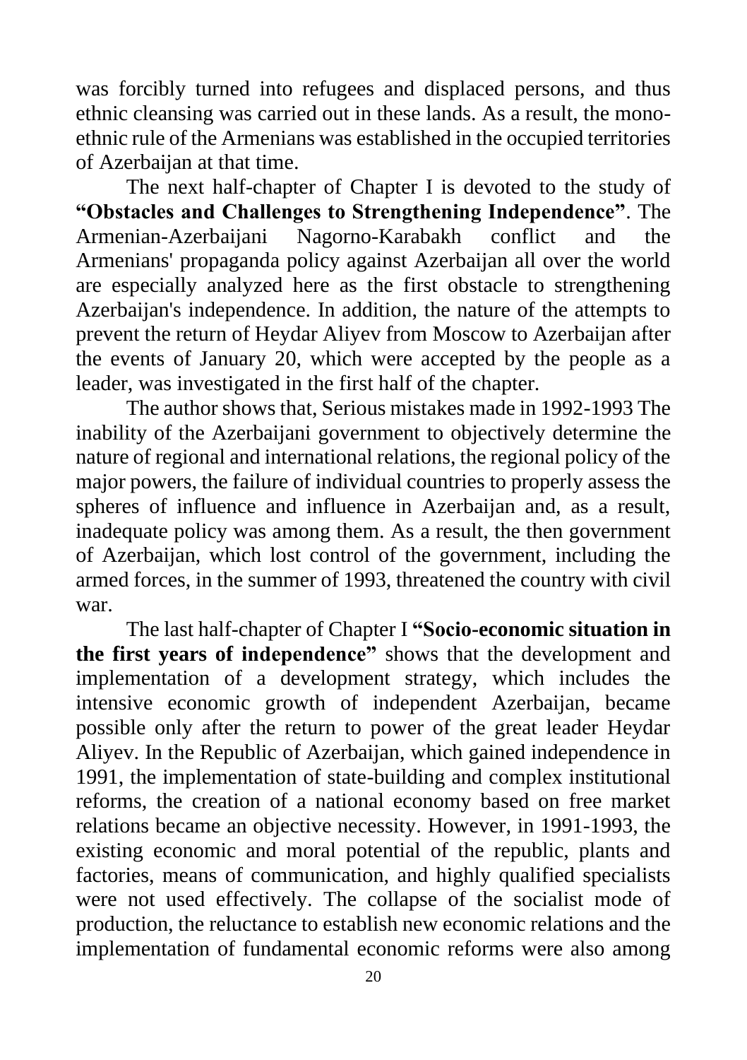was forcibly turned into refugees and displaced persons, and thus ethnic cleansing was carried out in these lands. As a result, the mono-ethnic rule of the Armenians was established in the occupied territories of Azerbaijan at that time.

The next half-chapter of Chapter I is devoted to the study of **"Obstacles and Challenges to Strengthening Independence"**. The Armenian-Azerbaijani Nagorno-Karabakh conflict and the Armenians' propaganda policy against Azerbaijan all over the world are especially analyzed here as the first obstacle to strengthening Azerbaijan's independence. In addition, the nature of the attempts to prevent the return of Heydar Aliyev from Moscow to Azerbaijan after the events of January 20, which were accepted by the people as a leader, was investigated in the first half of the chapter.

The author shows that, Serious mistakes made in 1992-1993 The inability of the Azerbaijani government to objectively determine the nature of regional and international relations, the regional policy of the major powers, the failure of individual countries to properly assess the spheres of influence and influence in Azerbaijan and, as a result, inadequate policy was among them. As a result, the then government of Azerbaijan, which lost control of the government, including the armed forces, in the summer of 1993, threatened the country with civil war.

The last half-chapter of Chapter I **"Socio-economic situation in the first years of independence"** shows that the development and implementation of a development strategy, which includes the intensive economic growth of independent Azerbaijan, became possible only after the return to power of the great leader Heydar Aliyev. In the Republic of Azerbaijan, which gained independence in 1991, the implementation of state-building and complex institutional reforms, the creation of a national economy based on free market relations became an objective necessity. However, in 1991-1993, the existing economic and moral potential of the republic, plants and factories, means of communication, and highly qualified specialists were not used effectively. The collapse of the socialist mode of production, the reluctance to establish new economic relations and the implementation of fundamental economic reforms were also among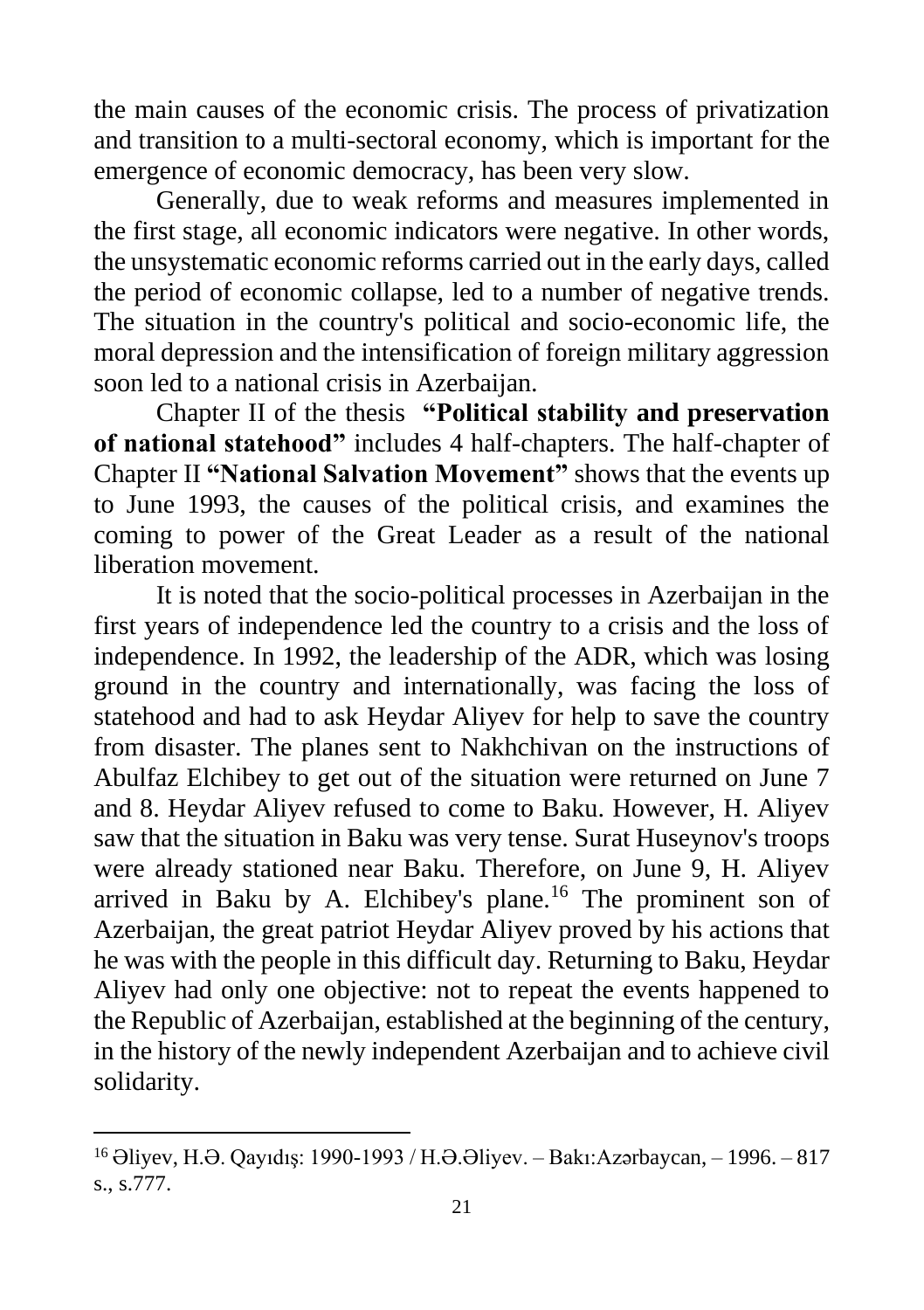the main causes of the economic crisis. The process of privatization and transition to a multi-sectoral economy, which is important for the emergence of economic democracy, has been very slow.

Generally, due to weak reforms and measures implemented in the first stage, all economic indicators were negative. In other words, the unsystematic economic reforms carried out in the early days, called the period of economic collapse, led to a number of negative trends. The situation in the country's political and socio-economic life, the moral depression and the intensification of foreign military aggression soon led to a national crisis in Azerbaijan.

Chapter II of the thesis **"Political stability and preservation of national statehood"** includes 4 half-chapters. The half-chapter of Chapter II **"National Salvation Movement"** shows that the events up to June 1993, the causes of the political crisis, and examines the coming to power of the Great Leader as a result of the national liberation movement.

It is noted that the socio-political processes in Azerbaijan in the first years of independence led the country to a crisis and the loss of independence. In 1992, the leadership of the ADR, which was losing ground in the country and internationally, was facing the loss of statehood and had to ask Heydar Aliyev for help to save the country from disaster. The planes sent to Nakhchivan on the instructions of Abulfaz Elchibey to get out of the situation were returned on June 7 and 8. Heydar Aliyev refused to come to Baku. However, H. Aliyev saw that the situation in Baku was very tense. Surat Huseynov's troops were already stationed near Baku. Therefore, on June 9, H. Aliyev arrived in Baku by A. Elchibey's plane.[16] The prominent son of Azerbaijan, the great patriot Heydar Aliyev proved by his actions that he was with the people in this difficult day. Returning to Baku, Heydar Aliyev had only one objective: not to repeat the events happened to the Republic of Azerbaijan, established at the beginning of the century, in the history of the newly independent Azerbaijan and to achieve civil solidarity.

---

[16] Əliyev, H.Ə. Qayıdış: 1990-1993 / H.Ə.Əliyev. – Bakı:Azərbaycan, – 1996. – 817 s., s.777.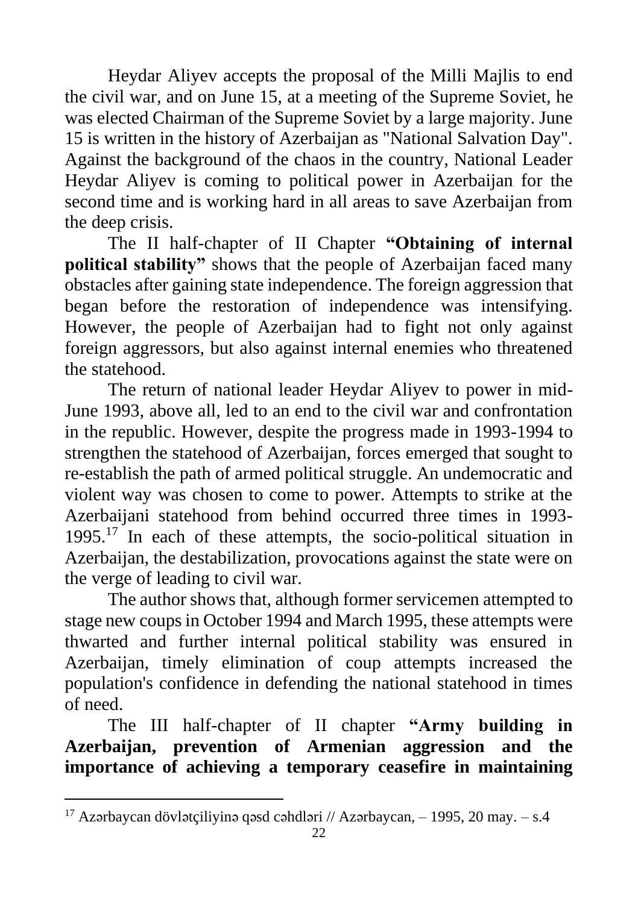Heydar Aliyev accepts the proposal of the Milli Majlis to end the civil war, and on June 15, at a meeting of the Supreme Soviet, he was elected Chairman of the Supreme Soviet by a large majority. June 15 is written in the history of Azerbaijan as "National Salvation Day". Against the background of the chaos in the country, National Leader Heydar Aliyev is coming to political power in Azerbaijan for the second time and is working hard in all areas to save Azerbaijan from the deep crisis.

The II half-chapter of II Chapter **"Obtaining of internal political stability"** shows that the people of Azerbaijan faced many obstacles after gaining state independence. The foreign aggression that began before the restoration of independence was intensifying. However, the people of Azerbaijan had to fight not only against foreign aggressors, but also against internal enemies who threatened the statehood.

The return of national leader Heydar Aliyev to power in mid-June 1993, above all, led to an end to the civil war and confrontation in the republic. However, despite the progress made in 1993-1994 to strengthen the statehood of Azerbaijan, forces emerged that sought to re-establish the path of armed political struggle. An undemocratic and violent way was chosen to come to power. Attempts to strike at the Azerbaijani statehood from behind occurred three times in 1993-1995.[17] In each of these attempts, the socio-political situation in Azerbaijan, the destabilization, provocations against the state were on the verge of leading to civil war.

The author shows that, although former servicemen attempted to stage new coups in October 1994 and March 1995, these attempts were thwarted and further internal political stability was ensured in Azerbaijan, timely elimination of coup attempts increased the population's confidence in defending the national statehood in times of need.

The III half-chapter of II chapter **"Army building in Azerbaijan, prevention of Armenian aggression and the importance of achieving a temporary ceasefire in maintaining**

---

[17] Azərbaycan dövlətçiliyinə qəsd cəhdləri // Azərbaycan, – 1995, 20 may. – s.4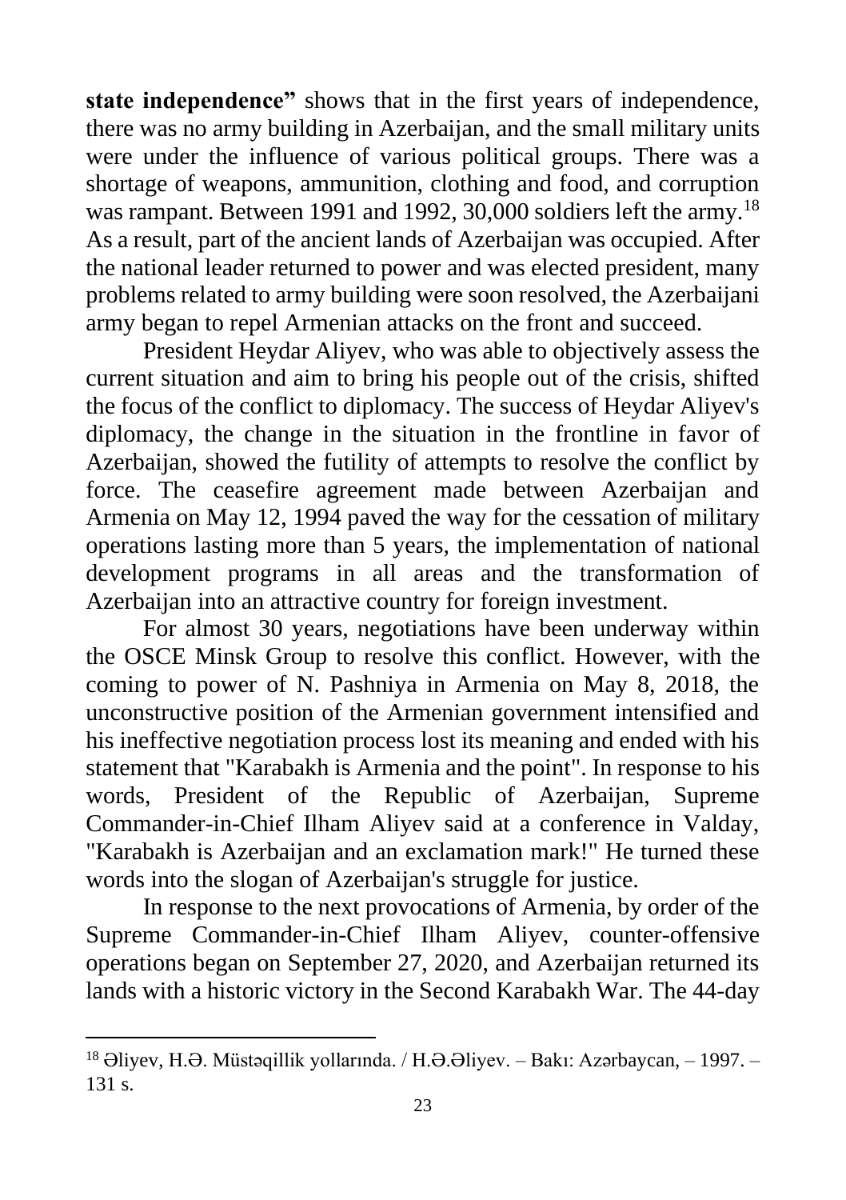**state independence"** shows that in the first years of independence, there was no army building in Azerbaijan, and the small military units were under the influence of various political groups. There was a shortage of weapons, ammunition, clothing and food, and corruption was rampant. Between 1991 and 1992, 30,000 soldiers left the army.[18] As a result, part of the ancient lands of Azerbaijan was occupied. After the national leader returned to power and was elected president, many problems related to army building were soon resolved, the Azerbaijani army began to repel Armenian attacks on the front and succeed.

President Heydar Aliyev, who was able to objectively assess the current situation and aim to bring his people out of the crisis, shifted the focus of the conflict to diplomacy. The success of Heydar Aliyev's diplomacy, the change in the situation in the frontline in favor of Azerbaijan, showed the futility of attempts to resolve the conflict by force. The ceasefire agreement made between Azerbaijan and Armenia on May 12, 1994 paved the way for the cessation of military operations lasting more than 5 years, the implementation of national development programs in all areas and the transformation of Azerbaijan into an attractive country for foreign investment.

For almost 30 years, negotiations have been underway within the OSCE Minsk Group to resolve this conflict. However, with the coming to power of N. Pashniya in Armenia on May 8, 2018, the unconstructive position of the Armenian government intensified and his ineffective negotiation process lost its meaning and ended with his statement that "Karabakh is Armenia and the point". In response to his words, President of the Republic of Azerbaijan, Supreme Commander-in-Chief Ilham Aliyev said at a conference in Valday, "Karabakh is Azerbaijan and an exclamation mark!" He turned these words into the slogan of Azerbaijan's struggle for justice.

In response to the next provocations of Armenia, by order of the Supreme Commander-in-Chief Ilham Aliyev, counter-offensive operations began on September 27, 2020, and Azerbaijan returned its lands with a historic victory in the Second Karabakh War. The 44-day

---

[18] Əliyev, H.Ə. Müstəqillik yollarında. / H.Ə.Əliyev. – Bakı: Azərbaycan, – 1997. – 131 s.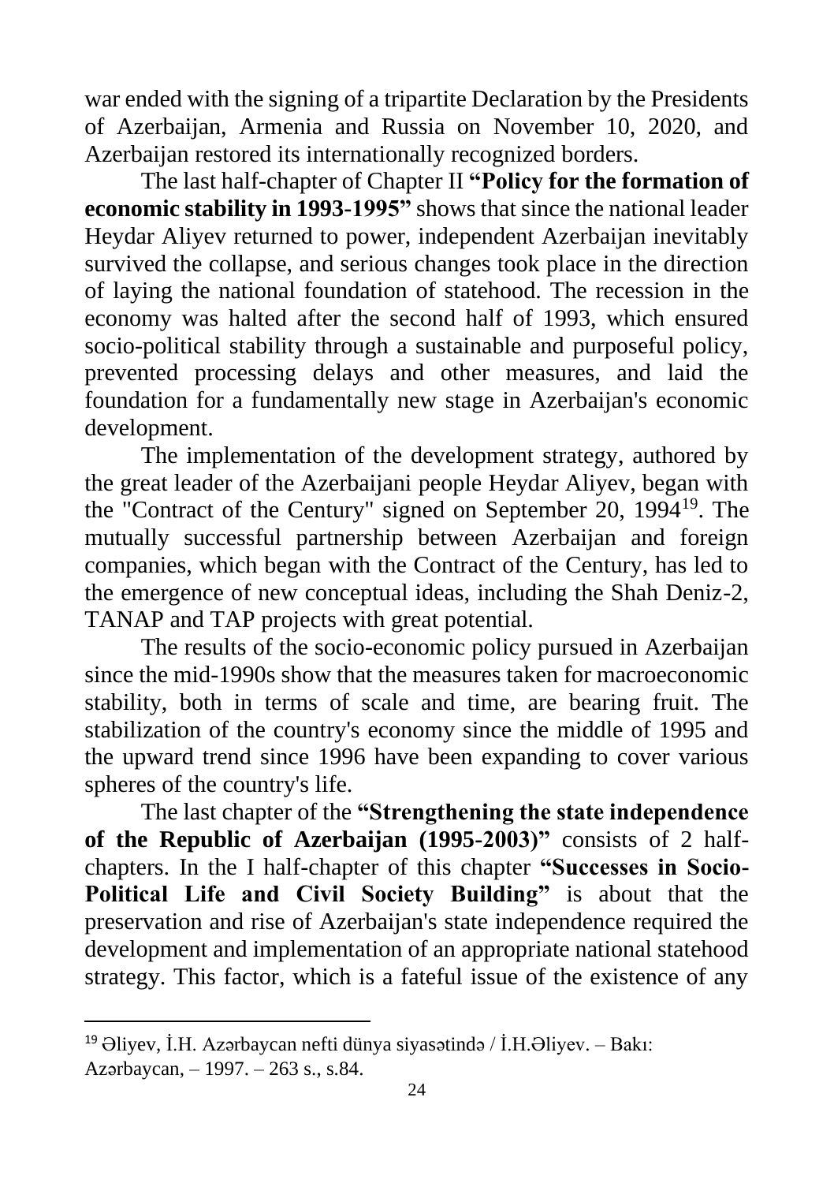war ended with the signing of a tripartite Declaration by the Presidents of Azerbaijan, Armenia and Russia on November 10, 2020, and Azerbaijan restored its internationally recognized borders.

The last half-chapter of Chapter II **"Policy for the formation of economic stability in 1993-1995"** shows that since the national leader Heydar Aliyev returned to power, independent Azerbaijan inevitably survived the collapse, and serious changes took place in the direction of laying the national foundation of statehood. The recession in the economy was halted after the second half of 1993, which ensured socio-political stability through a sustainable and purposeful policy, prevented processing delays and other measures, and laid the foundation for a fundamentally new stage in Azerbaijan's economic development.

The implementation of the development strategy, authored by the great leader of the Azerbaijani people Heydar Aliyev, began with the "Contract of the Century" signed on September 20, 1994[19]. The mutually successful partnership between Azerbaijan and foreign companies, which began with the Contract of the Century, has led to the emergence of new conceptual ideas, including the Shah Deniz-2, TANAP and TAP projects with great potential.

The results of the socio-economic policy pursued in Azerbaijan since the mid-1990s show that the measures taken for macroeconomic stability, both in terms of scale and time, are bearing fruit. The stabilization of the country's economy since the middle of 1995 and the upward trend since 1996 have been expanding to cover various spheres of the country's life.

The last chapter of the **"Strengthening the state independence of the Republic of Azerbaijan (1995-2003)"** consists of 2 half-chapters. In the I half-chapter of this chapter **"Successes in Socio-Political Life and Civil Society Building"** is about that the preservation and rise of Azerbaijan's state independence required the development and implementation of an appropriate national statehood strategy. This factor, which is a fateful issue of the existence of any

---

[19] Əliyev, İ.H. Azərbaycan nefti dünya siyasətində / İ.H.Əliyev. – Bakı: Azərbaycan, – 1997. – 263 s., s.84.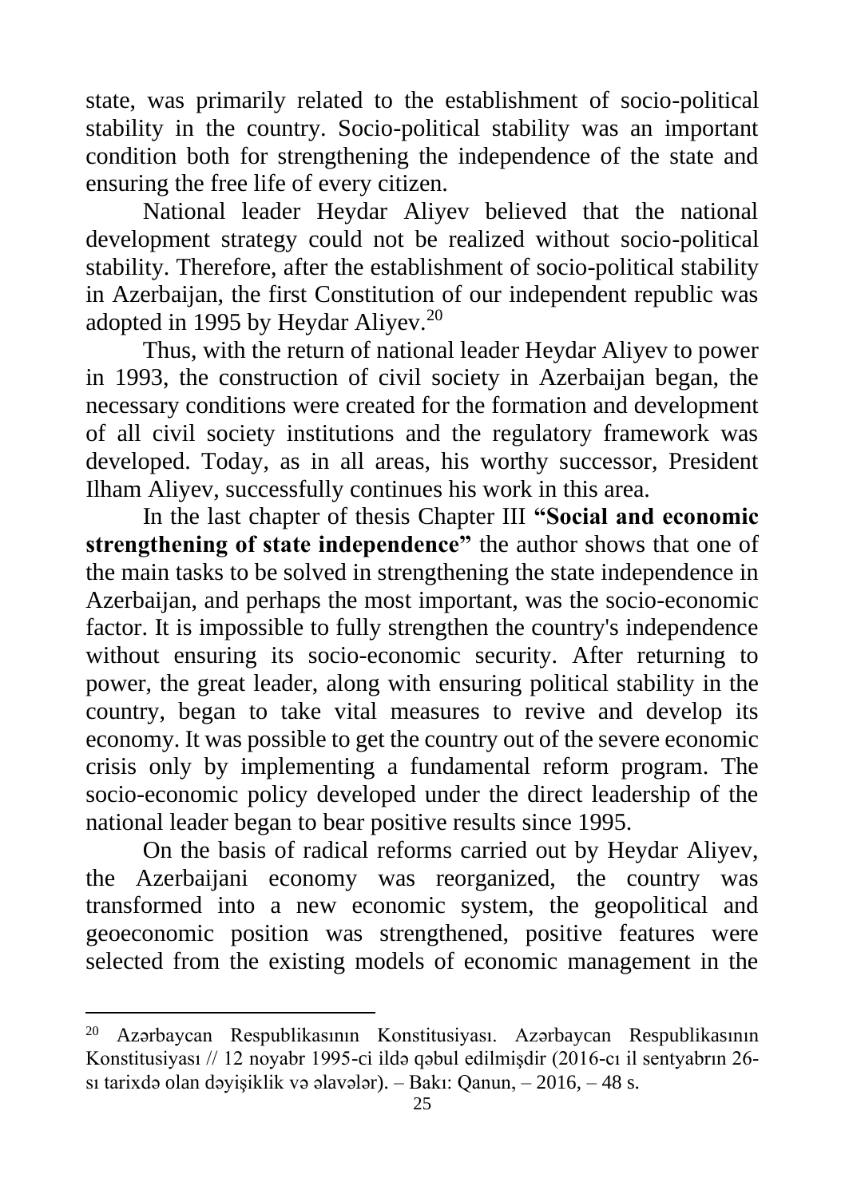state, was primarily related to the establishment of socio-political stability in the country. Socio-political stability was an important condition both for strengthening the independence of the state and ensuring the free life of every citizen.

National leader Heydar Aliyev believed that the national development strategy could not be realized without socio-political stability. Therefore, after the establishment of socio-political stability in Azerbaijan, the first Constitution of our independent republic was adopted in 1995 by Heydar Aliyev.[20]

Thus, with the return of national leader Heydar Aliyev to power in 1993, the construction of civil society in Azerbaijan began, the necessary conditions were created for the formation and development of all civil society institutions and the regulatory framework was developed. Today, as in all areas, his worthy successor, President Ilham Aliyev, successfully continues his work in this area.

In the last chapter of thesis Chapter III **"Social and economic strengthening of state independence"** the author shows that one of the main tasks to be solved in strengthening the state independence in Azerbaijan, and perhaps the most important, was the socio-economic factor. It is impossible to fully strengthen the country's independence without ensuring its socio-economic security. After returning to power, the great leader, along with ensuring political stability in the country, began to take vital measures to revive and develop its economy. It was possible to get the country out of the severe economic crisis only by implementing a fundamental reform program. The socio-economic policy developed under the direct leadership of the national leader began to bear positive results since 1995.

On the basis of radical reforms carried out by Heydar Aliyev, the Azerbaijani economy was reorganized, the country was transformed into a new economic system, the geopolitical and geoeconomic position was strengthened, positive features were selected from the existing models of economic management in the

---

[20] Azərbaycan Respublikasının Konstitusiyası. Azərbaycan Respublikasının Konstitusiyası // 12 noyabr 1995-ci ildə qəbul edilmişdir (2016-cı il sentyabrın 26-sı tarixdə olan dəyişiklik və əlavələr). – Bakı: Qanun, – 2016, – 48 s.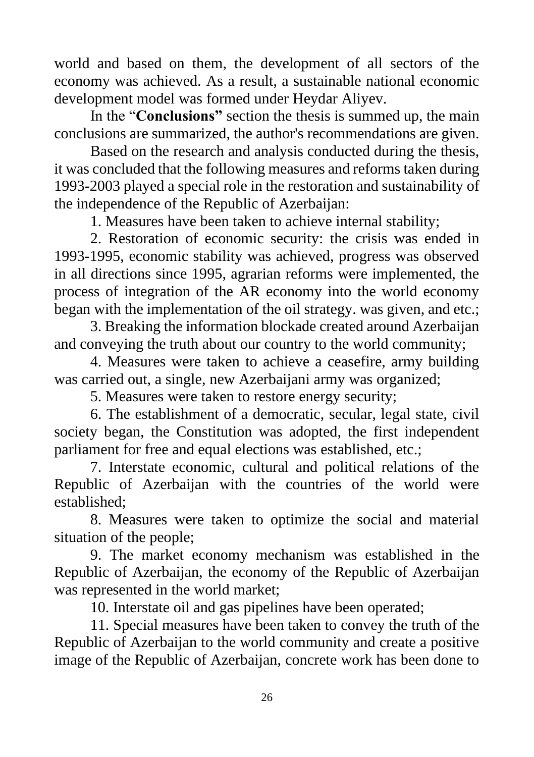world and based on them, the development of all sectors of the economy was achieved. As a result, a sustainable national economic development model was formed under Heydar Aliyev.

In the "**Conclusions"** section the thesis is summed up, the main conclusions are summarized, the author's recommendations are given.

Based on the research and analysis conducted during the thesis, it was concluded that the following measures and reforms taken during 1993-2003 played a special role in the restoration and sustainability of the independence of the Republic of Azerbaijan:

1. Measures have been taken to achieve internal stability;
2. Restoration of economic security: the crisis was ended in 1993-1995, economic stability was achieved, progress was observed in all directions since 1995, agrarian reforms were implemented, the process of integration of the AR economy into the world economy began with the implementation of the oil strategy. was given, and etc.;
3. Breaking the information blockade created around Azerbaijan and conveying the truth about our country to the world community;
4. Measures were taken to achieve a ceasefire, army building was carried out, a single, new Azerbaijani army was organized;
5. Measures were taken to restore energy security;
6. The establishment of a democratic, secular, legal state, civil society began, the Constitution was adopted, the first independent parliament for free and equal elections was established, etc.;
7. Interstate economic, cultural and political relations of the Republic of Azerbaijan with the countries of the world were established;
8. Measures were taken to optimize the social and material situation of the people;
9. The market economy mechanism was established in the Republic of Azerbaijan, the economy of the Republic of Azerbaijan was represented in the world market;
10. Interstate oil and gas pipelines have been operated;
11. Special measures have been taken to convey the truth of the Republic of Azerbaijan to the world community and create a positive image of the Republic of Azerbaijan, concrete work has been done to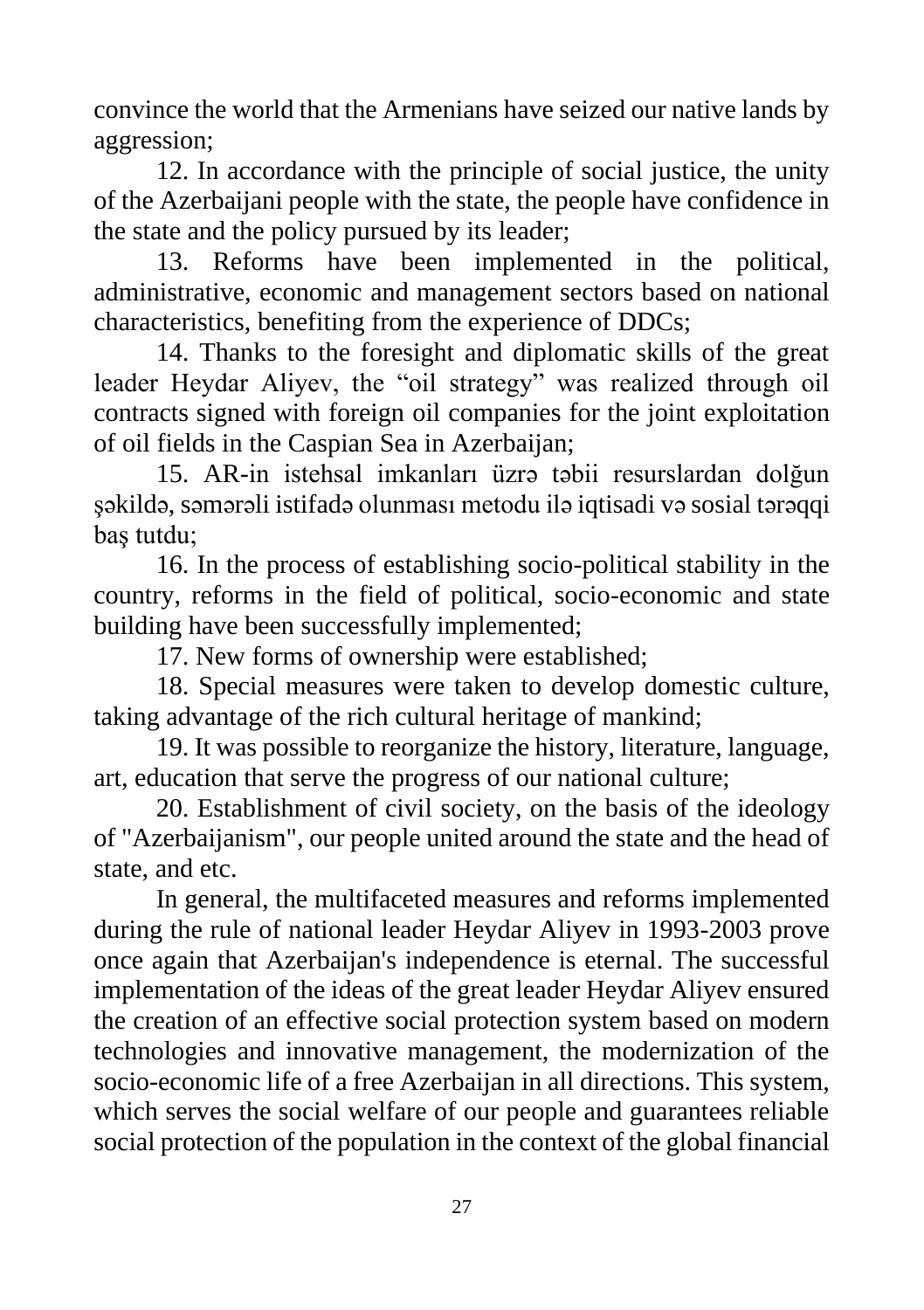convince the world that the Armenians have seized our native lands by aggression;

12. In accordance with the principle of social justice, the unity of the Azerbaijani people with the state, the people have confidence in the state and the policy pursued by its leader;

13. Reforms have been implemented in the political, administrative, economic and management sectors based on national characteristics, benefiting from the experience of DDCs;

14. Thanks to the foresight and diplomatic skills of the great leader Heydar Aliyev, the "oil strategy" was realized through oil contracts signed with foreign oil companies for the joint exploitation of oil fields in the Caspian Sea in Azerbaijan;

15. AR-in istehsal imkanları üzrə təbii resurslardan dolğun şəkildə, səmərəli istifadə olunması metodu ilə iqtisadi və sosial tərəqqi baş tutdu;

16. In the process of establishing socio-political stability in the country, reforms in the field of political, socio-economic and state building have been successfully implemented;

17. New forms of ownership were established;

18. Special measures were taken to develop domestic culture, taking advantage of the rich cultural heritage of mankind;

19. It was possible to reorganize the history, literature, language, art, education that serve the progress of our national culture;

20. Establishment of civil society, on the basis of the ideology of "Azerbaijanism", our people united around the state and the head of state, and etc.

In general, the multifaceted measures and reforms implemented during the rule of national leader Heydar Aliyev in 1993-2003 prove once again that Azerbaijan's independence is eternal. The successful implementation of the ideas of the great leader Heydar Aliyev ensured the creation of an effective social protection system based on modern technologies and innovative management, the modernization of the socio-economic life of a free Azerbaijan in all directions. This system, which serves the social welfare of our people and guarantees reliable social protection of the population in the context of the global financial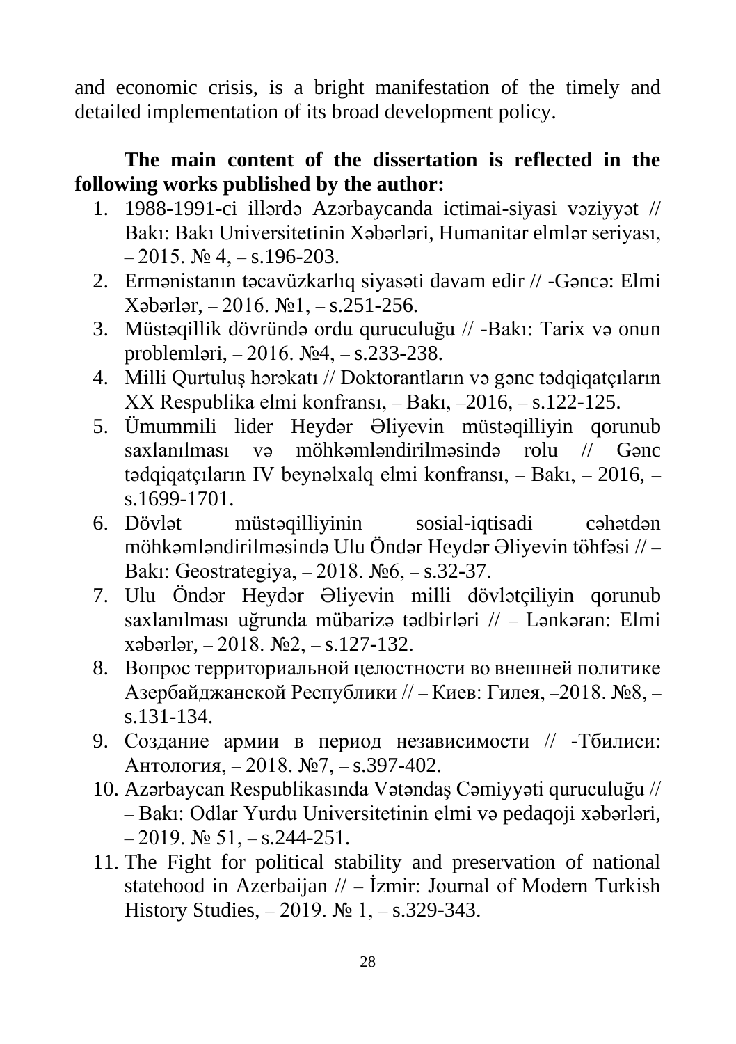and economic crisis, is a bright manifestation of the timely and detailed implementation of its broad development policy.

**The main content of the dissertation is reflected in the following works published by the author:**

1. 1988-1991-ci illərdə Azərbaycanda ictimai-siyasi vəziyyət // Bakı: Bakı Universitetinin Xəbərləri, Humanitar elmlər seriyası, – 2015. № 4, – s.196-203.
2. Ermənistanın təcavüzkarlıq siyasəti davam edir // -Gəncə: Elmi Xəbərlər, – 2016. №1, – s.251-256.
3. Müstəqillik dövründə ordu quruculuğu // -Bakı: Tarix və onun problemləri, – 2016. №4, – s.233-238.
4. Milli Qurtuluş hərəkatı // Doktorantların və gənc tədqiqatçıların XX Respublika elmi konfransı, – Bakı, –2016, – s.122-125.
5. Ümummili lider Heydər Əliyevin müstəqilliyin qorunub saxlanılması və möhkəmləndirilməsində rolu // Gənc tədqiqatçıların IV beynəlxalq elmi konfransı, – Bakı, – 2016, – s.1699-1701.
6. Dövlət müstəqilliyinin sosial-iqtisadi cəhətdən möhkəmləndirilməsində Ulu Öndər Heydər Əliyevin töhfəsi // – Bakı: Geostrategiya, – 2018. №6, – s.32-37.
7. Ulu Öndər Heydər Əliyevin milli dövlətçiliyin qorunub saxlanılması uğrunda mübarizə tədbirləri // – Lənkəran: Elmi xəbərlər, – 2018. №2, – s.127-132.
8. Вопрос территориальной целостности во внешней политике Азербайджанской Республики // – Киев: Гилея, –2018. №8, – s.131-134.
9. Создание армии в период независимости // -Тбилиси: Антология, – 2018. №7, – s.397-402.
10. Azərbaycan Respublikasında Vətəndaş Cəmiyyəti quruculuğu // – Bakı: Odlar Yurdu Universitetinin elmi və pedaqoji xəbərləri, – 2019. № 51, – s.244-251.
11. The Fight for political stability and preservation of national statehood in Azerbaijan // – İzmir: Journal of Modern Turkish History Studies, – 2019. № 1, – s.329-343.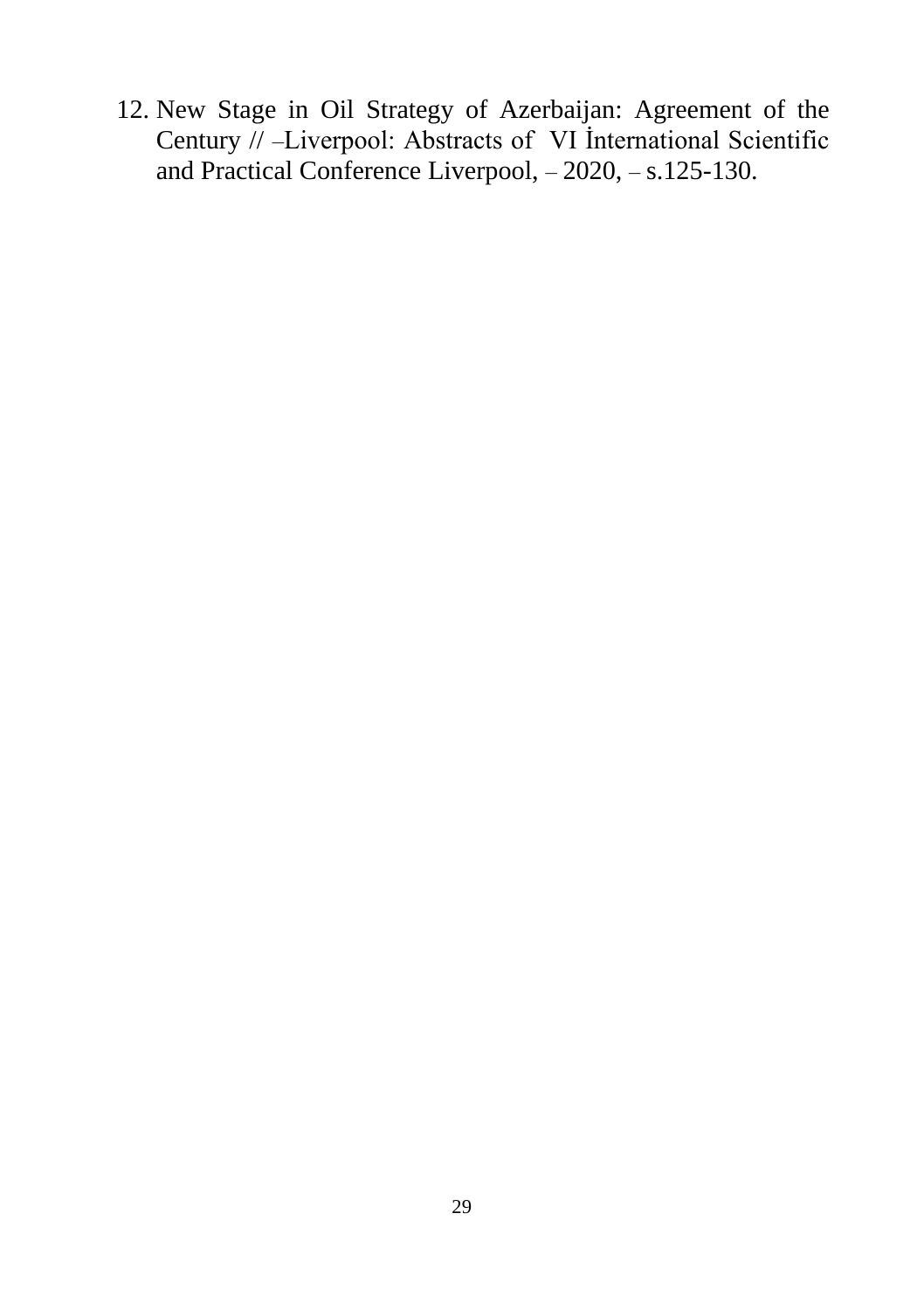12. New Stage in Oil Strategy of Azerbaijan: Agreement of the Century // –Liverpool: Abstracts of VI İnternational Scientific and Practical Conference Liverpool, – 2020, – s.125-130.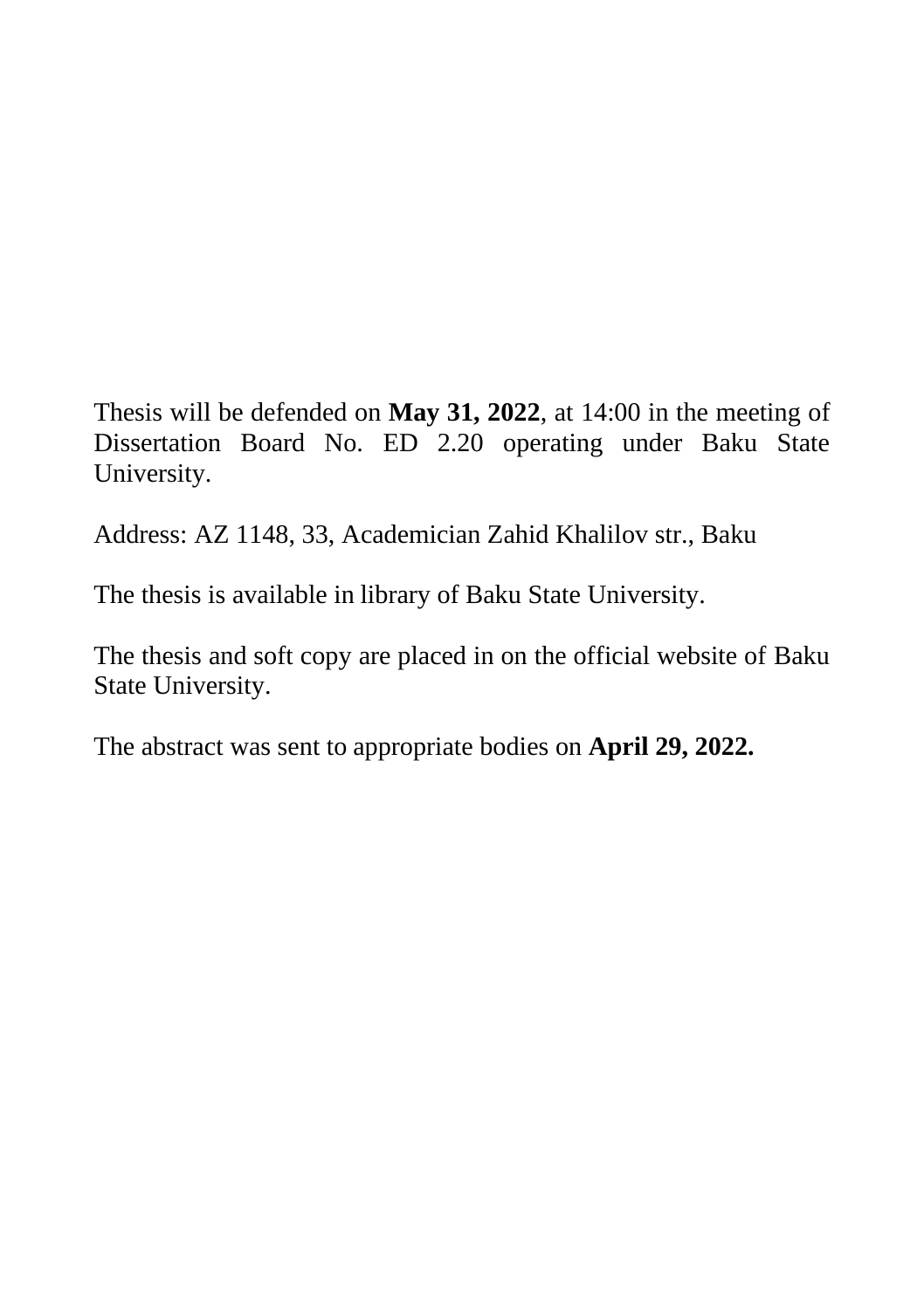Thesis will be defended on **May 31, 2022**, at 14:00 in the meeting of Dissertation Board No. ED 2.20 operating under Baku State University.

Address: AZ 1148, 33, Academician Zahid Khalilov str., Baku

The thesis is available in library of Baku State University.

The thesis and soft copy are placed in on the official website of Baku State University.

The abstract was sent to appropriate bodies on **April 29, 2022.**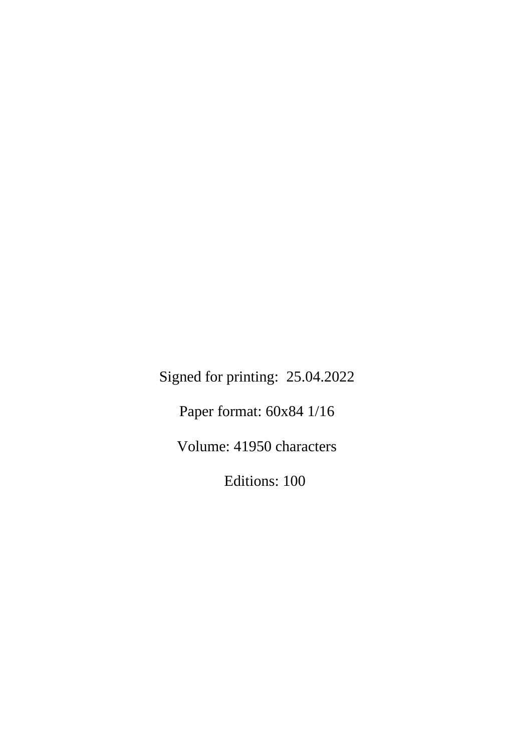Signed for printing: 25.04.2022

Paper format: 60x84 1/16

Volume: 41950 characters

Editions: 100